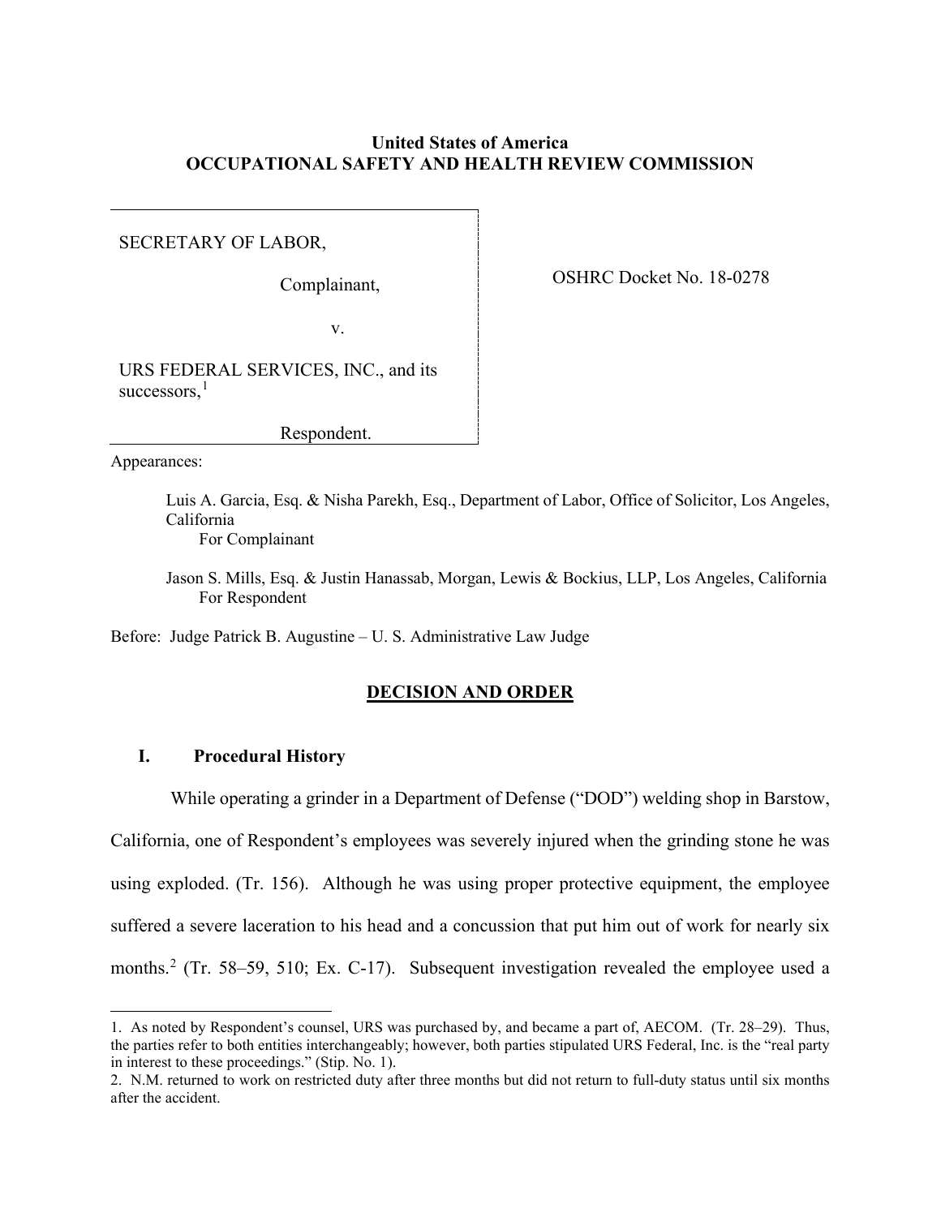**United States of America**
**OCCUPATIONAL SAFETY AND HEALTH REVIEW COMMISSION**

SECRETARY OF LABOR,

Complainant,

v.

URS FEDERAL SERVICES, INC., and its successors,[1]

Respondent.

OSHRC Docket No. 18-0278

Appearances:

Luis A. Garcia, Esq. & Nisha Parekh, Esq., Department of Labor, Office of Solicitor, Los Angeles, California
For Complainant

Jason S. Mills, Esq. & Justin Hanassab, Morgan, Lewis & Bockius, LLP, Los Angeles, California
For Respondent

Before: Judge Patrick B. Augustine – U. S. Administrative Law Judge

## DECISION AND ORDER

### I. Procedural History

While operating a grinder in a Department of Defense ("DOD") welding shop in Barstow, California, one of Respondent's employees was severely injured when the grinding stone he was using exploded. (Tr. 156). Although he was using proper protective equipment, the employee suffered a severe laceration to his head and a concussion that put him out of work for nearly six months.[2] (Tr. 58–59, 510; Ex. C-17). Subsequent investigation revealed the employee used a

---

1. As noted by Respondent's counsel, URS was purchased by, and became a part of, AECOM. (Tr. 28–29). Thus, the parties refer to both entities interchangeably; however, both parties stipulated URS Federal, Inc. is the "real party in interest to these proceedings." (Stip. No. 1).

2. N.M. returned to work on restricted duty after three months but did not return to full-duty status until six months after the accident.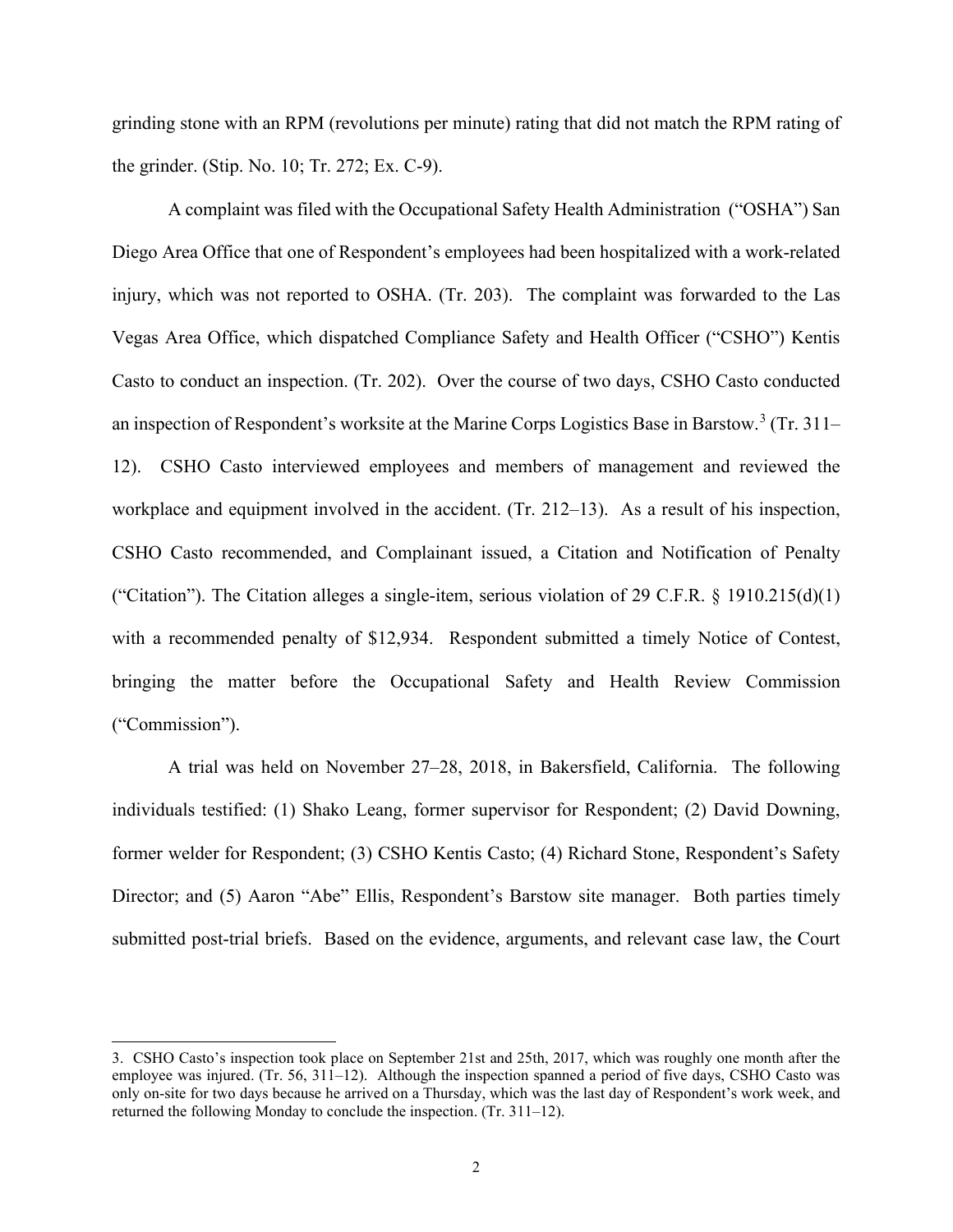grinding stone with an RPM (revolutions per minute) rating that did not match the RPM rating of the grinder. (Stip. No. 10; Tr. 272; Ex. C-9).

A complaint was filed with the Occupational Safety Health Administration ("OSHA") San Diego Area Office that one of Respondent's employees had been hospitalized with a work-related injury, which was not reported to OSHA. (Tr. 203). The complaint was forwarded to the Las Vegas Area Office, which dispatched Compliance Safety and Health Officer ("CSHO") Kentis Casto to conduct an inspection. (Tr. 202). Over the course of two days, CSHO Casto conducted an inspection of Respondent's worksite at the Marine Corps Logistics Base in Barstow.[3] (Tr. 311–12). CSHO Casto interviewed employees and members of management and reviewed the workplace and equipment involved in the accident. (Tr. 212–13). As a result of his inspection, CSHO Casto recommended, and Complainant issued, a Citation and Notification of Penalty ("Citation"). The Citation alleges a single-item, serious violation of 29 C.F.R. § 1910.215(d)(1) with a recommended penalty of $12,934. Respondent submitted a timely Notice of Contest, bringing the matter before the Occupational Safety and Health Review Commission ("Commission").

A trial was held on November 27–28, 2018, in Bakersfield, California. The following individuals testified: (1) Shako Leang, former supervisor for Respondent; (2) David Downing, former welder for Respondent; (3) CSHO Kentis Casto; (4) Richard Stone, Respondent's Safety Director; and (5) Aaron "Abe" Ellis, Respondent's Barstow site manager. Both parties timely submitted post-trial briefs. Based on the evidence, arguments, and relevant case law, the Court

---

3. CSHO Casto's inspection took place on September 21st and 25th, 2017, which was roughly one month after the employee was injured. (Tr. 56, 311–12). Although the inspection spanned a period of five days, CSHO Casto was only on-site for two days because he arrived on a Thursday, which was the last day of Respondent's work week, and returned the following Monday to conclude the inspection. (Tr. 311–12).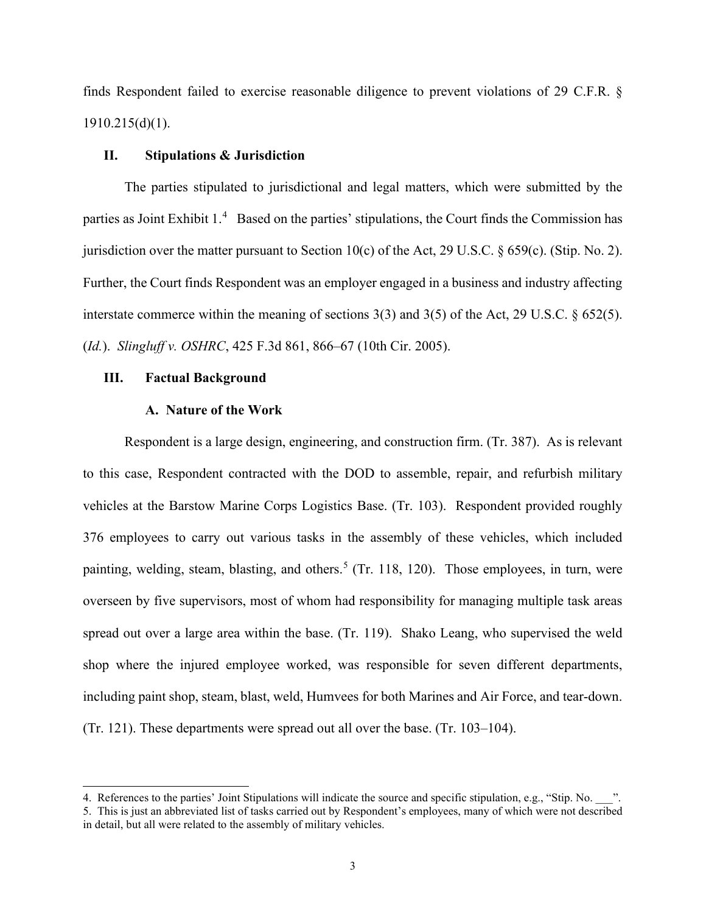finds Respondent failed to exercise reasonable diligence to prevent violations of 29 C.F.R. § 1910.215(d)(1).

## II. Stipulations & Jurisdiction

The parties stipulated to jurisdictional and legal matters, which were submitted by the parties as Joint Exhibit 1.[4] Based on the parties' stipulations, the Court finds the Commission has jurisdiction over the matter pursuant to Section 10(c) of the Act, 29 U.S.C. § 659(c). (Stip. No. 2). Further, the Court finds Respondent was an employer engaged in a business and industry affecting interstate commerce within the meaning of sections 3(3) and 3(5) of the Act, 29 U.S.C. § 652(5). (*Id.*). *Slingluff v. OSHRC*, 425 F.3d 861, 866–67 (10th Cir. 2005).

## III. Factual Background

### A. Nature of the Work

Respondent is a large design, engineering, and construction firm. (Tr. 387). As is relevant to this case, Respondent contracted with the DOD to assemble, repair, and refurbish military vehicles at the Barstow Marine Corps Logistics Base. (Tr. 103). Respondent provided roughly 376 employees to carry out various tasks in the assembly of these vehicles, which included painting, welding, steam, blasting, and others.[5] (Tr. 118, 120). Those employees, in turn, were overseen by five supervisors, most of whom had responsibility for managing multiple task areas spread out over a large area within the base. (Tr. 119). Shako Leang, who supervised the weld shop where the injured employee worked, was responsible for seven different departments, including paint shop, steam, blast, weld, Humvees for both Marines and Air Force, and tear-down. (Tr. 121). These departments were spread out all over the base. (Tr. 103–104).

---

4. References to the parties' Joint Stipulations will indicate the source and specific stipulation, e.g., "Stip. No. ___".

5. This is just an abbreviated list of tasks carried out by Respondent's employees, many of which were not described in detail, but all were related to the assembly of military vehicles.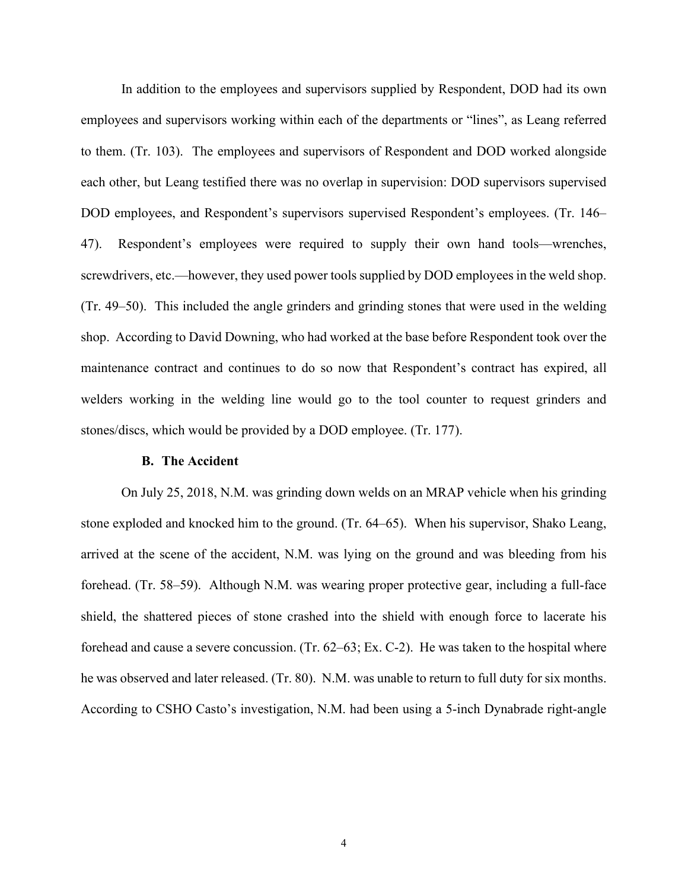In addition to the employees and supervisors supplied by Respondent, DOD had its own employees and supervisors working within each of the departments or "lines", as Leang referred to them. (Tr. 103). The employees and supervisors of Respondent and DOD worked alongside each other, but Leang testified there was no overlap in supervision: DOD supervisors supervised DOD employees, and Respondent's supervisors supervised Respondent's employees. (Tr. 146–47). Respondent's employees were required to supply their own hand tools—wrenches, screwdrivers, etc.—however, they used power tools supplied by DOD employees in the weld shop. (Tr. 49–50). This included the angle grinders and grinding stones that were used in the welding shop. According to David Downing, who had worked at the base before Respondent took over the maintenance contract and continues to do so now that Respondent's contract has expired, all welders working in the welding line would go to the tool counter to request grinders and stones/discs, which would be provided by a DOD employee. (Tr. 177).

### B. The Accident

On July 25, 2018, N.M. was grinding down welds on an MRAP vehicle when his grinding stone exploded and knocked him to the ground. (Tr. 64–65). When his supervisor, Shako Leang, arrived at the scene of the accident, N.M. was lying on the ground and was bleeding from his forehead. (Tr. 58–59). Although N.M. was wearing proper protective gear, including a full-face shield, the shattered pieces of stone crashed into the shield with enough force to lacerate his forehead and cause a severe concussion. (Tr. 62–63; Ex. C-2). He was taken to the hospital where he was observed and later released. (Tr. 80). N.M. was unable to return to full duty for six months. According to CSHO Casto's investigation, N.M. had been using a 5-inch Dynabrade right-angle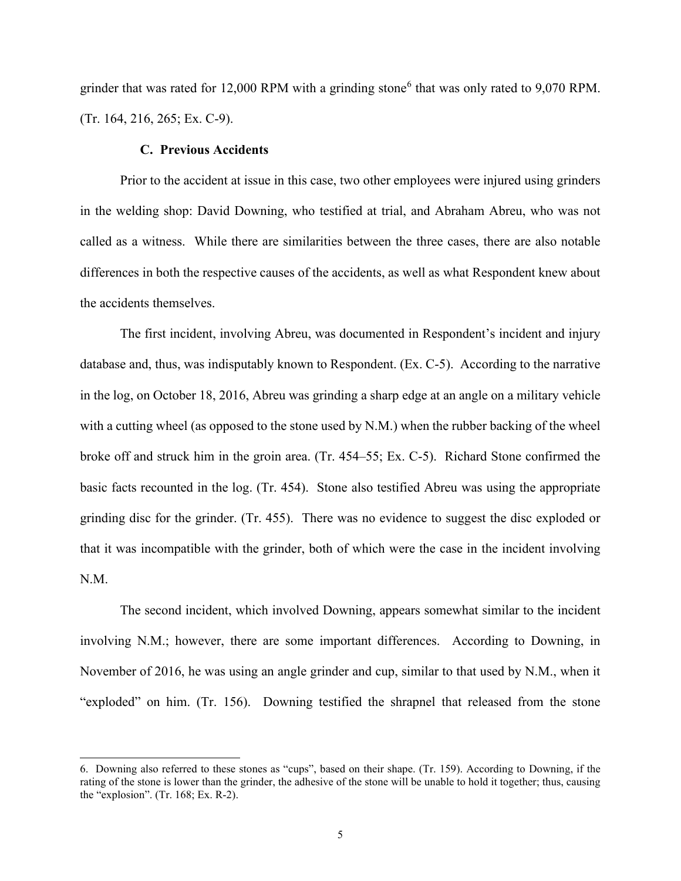grinder that was rated for 12,000 RPM with a grinding stone[6] that was only rated to 9,070 RPM. (Tr. 164, 216, 265; Ex. C-9).

### C. Previous Accidents

Prior to the accident at issue in this case, two other employees were injured using grinders in the welding shop: David Downing, who testified at trial, and Abraham Abreu, who was not called as a witness. While there are similarities between the three cases, there are also notable differences in both the respective causes of the accidents, as well as what Respondent knew about the accidents themselves.

The first incident, involving Abreu, was documented in Respondent's incident and injury database and, thus, was indisputably known to Respondent. (Ex. C-5). According to the narrative in the log, on October 18, 2016, Abreu was grinding a sharp edge at an angle on a military vehicle with a cutting wheel (as opposed to the stone used by N.M.) when the rubber backing of the wheel broke off and struck him in the groin area. (Tr. 454–55; Ex. C-5). Richard Stone confirmed the basic facts recounted in the log. (Tr. 454). Stone also testified Abreu was using the appropriate grinding disc for the grinder. (Tr. 455). There was no evidence to suggest the disc exploded or that it was incompatible with the grinder, both of which were the case in the incident involving N.M.

The second incident, which involved Downing, appears somewhat similar to the incident involving N.M.; however, there are some important differences. According to Downing, in November of 2016, he was using an angle grinder and cup, similar to that used by N.M., when it "exploded" on him. (Tr. 156). Downing testified the shrapnel that released from the stone

---

6. Downing also referred to these stones as "cups", based on their shape. (Tr. 159). According to Downing, if the rating of the stone is lower than the grinder, the adhesive of the stone will be unable to hold it together; thus, causing the "explosion". (Tr. 168; Ex. R-2).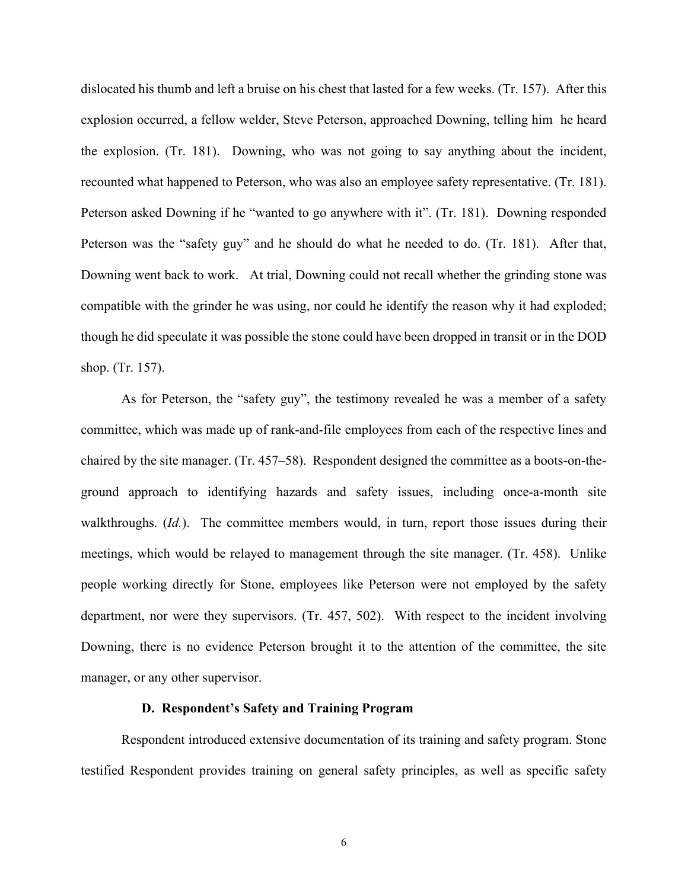dislocated his thumb and left a bruise on his chest that lasted for a few weeks. (Tr. 157). After this explosion occurred, a fellow welder, Steve Peterson, approached Downing, telling him he heard the explosion. (Tr. 181). Downing, who was not going to say anything about the incident, recounted what happened to Peterson, who was also an employee safety representative. (Tr. 181). Peterson asked Downing if he "wanted to go anywhere with it". (Tr. 181). Downing responded Peterson was the "safety guy" and he should do what he needed to do. (Tr. 181). After that, Downing went back to work. At trial, Downing could not recall whether the grinding stone was compatible with the grinder he was using, nor could he identify the reason why it had exploded; though he did speculate it was possible the stone could have been dropped in transit or in the DOD shop. (Tr. 157).

As for Peterson, the "safety guy", the testimony revealed he was a member of a safety committee, which was made up of rank-and-file employees from each of the respective lines and chaired by the site manager. (Tr. 457–58). Respondent designed the committee as a boots-on-the-ground approach to identifying hazards and safety issues, including once-a-month site walkthroughs. (*Id.*). The committee members would, in turn, report those issues during their meetings, which would be relayed to management through the site manager. (Tr. 458). Unlike people working directly for Stone, employees like Peterson were not employed by the safety department, nor were they supervisors. (Tr. 457, 502). With respect to the incident involving Downing, there is no evidence Peterson brought it to the attention of the committee, the site manager, or any other supervisor.

### D. Respondent's Safety and Training Program

Respondent introduced extensive documentation of its training and safety program. Stone testified Respondent provides training on general safety principles, as well as specific safety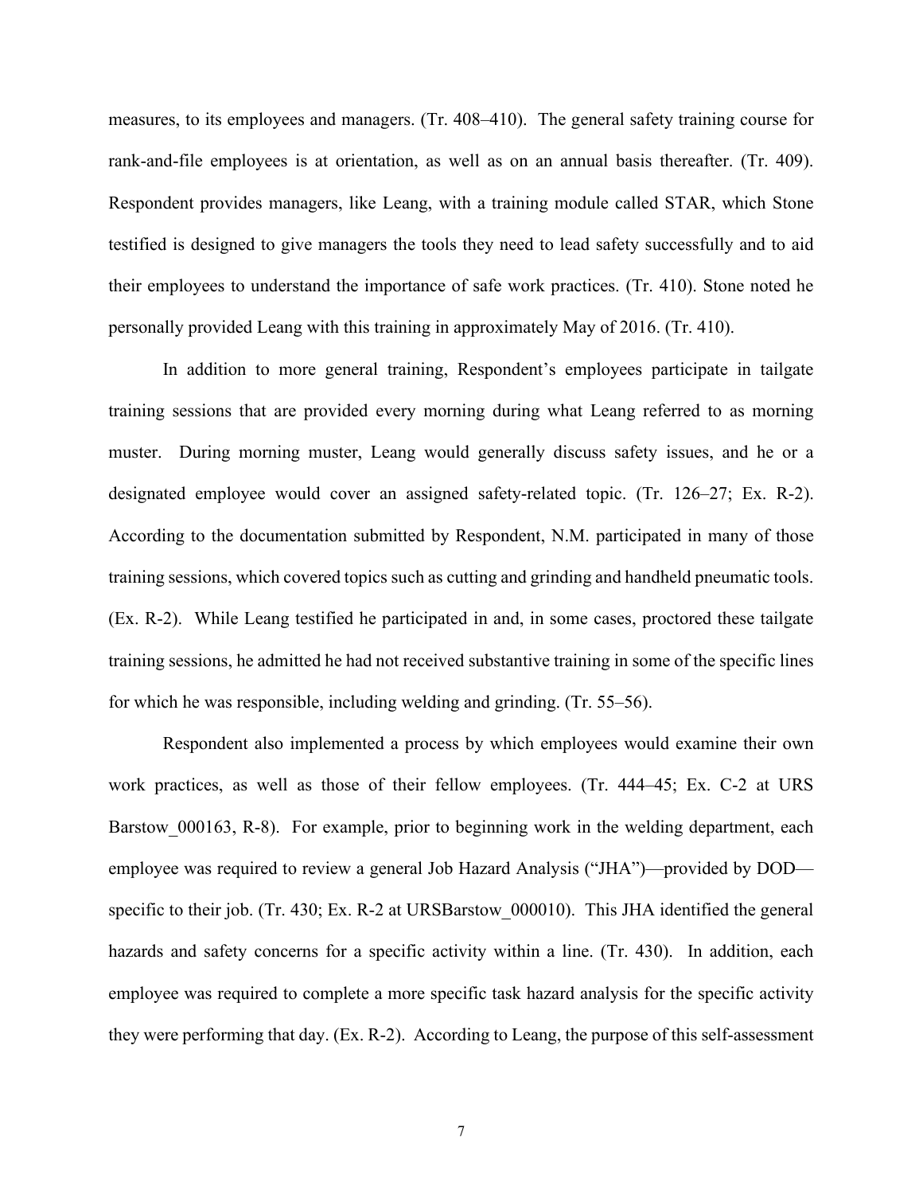measures, to its employees and managers. (Tr. 408–410). The general safety training course for rank-and-file employees is at orientation, as well as on an annual basis thereafter. (Tr. 409). Respondent provides managers, like Leang, with a training module called STAR, which Stone testified is designed to give managers the tools they need to lead safety successfully and to aid their employees to understand the importance of safe work practices. (Tr. 410). Stone noted he personally provided Leang with this training in approximately May of 2016. (Tr. 410).

In addition to more general training, Respondent's employees participate in tailgate training sessions that are provided every morning during what Leang referred to as morning muster. During morning muster, Leang would generally discuss safety issues, and he or a designated employee would cover an assigned safety-related topic. (Tr. 126–27; Ex. R-2). According to the documentation submitted by Respondent, N.M. participated in many of those training sessions, which covered topics such as cutting and grinding and handheld pneumatic tools. (Ex. R-2). While Leang testified he participated in and, in some cases, proctored these tailgate training sessions, he admitted he had not received substantive training in some of the specific lines for which he was responsible, including welding and grinding. (Tr. 55–56).

Respondent also implemented a process by which employees would examine their own work practices, as well as those of their fellow employees. (Tr. 444–45; Ex. C-2 at URS Barstow_000163, R-8). For example, prior to beginning work in the welding department, each employee was required to review a general Job Hazard Analysis ("JHA")—provided by DOD—specific to their job. (Tr. 430; Ex. R-2 at URSBarstow_000010). This JHA identified the general hazards and safety concerns for a specific activity within a line. (Tr. 430). In addition, each employee was required to complete a more specific task hazard analysis for the specific activity they were performing that day. (Ex. R-2). According to Leang, the purpose of this self-assessment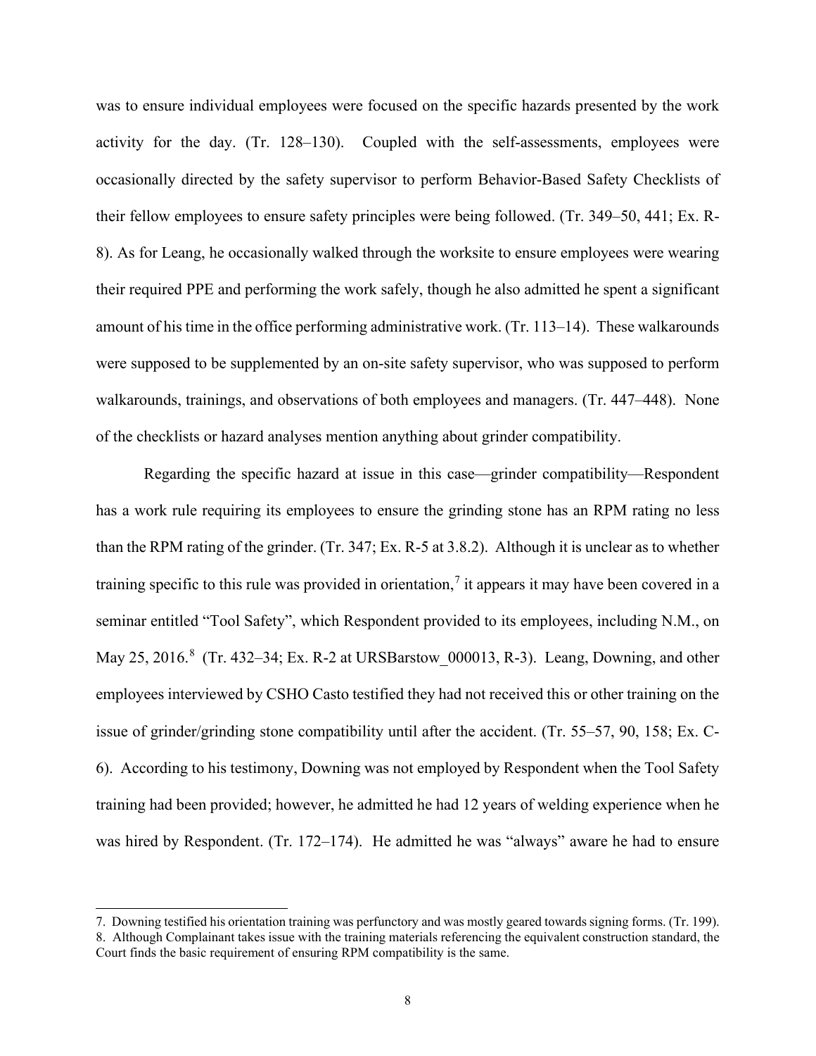was to ensure individual employees were focused on the specific hazards presented by the work activity for the day. (Tr. 128–130). Coupled with the self-assessments, employees were occasionally directed by the safety supervisor to perform Behavior-Based Safety Checklists of their fellow employees to ensure safety principles were being followed. (Tr. 349–50, 441; Ex. R-8). As for Leang, he occasionally walked through the worksite to ensure employees were wearing their required PPE and performing the work safely, though he also admitted he spent a significant amount of his time in the office performing administrative work. (Tr. 113–14). These walkarounds were supposed to be supplemented by an on-site safety supervisor, who was supposed to perform walkarounds, trainings, and observations of both employees and managers. (Tr. 447–448). None of the checklists or hazard analyses mention anything about grinder compatibility.

Regarding the specific hazard at issue in this case—grinder compatibility—Respondent has a work rule requiring its employees to ensure the grinding stone has an RPM rating no less than the RPM rating of the grinder. (Tr. 347; Ex. R-5 at 3.8.2). Although it is unclear as to whether training specific to this rule was provided in orientation,[7] it appears it may have been covered in a seminar entitled "Tool Safety", which Respondent provided to its employees, including N.M., on May 25, 2016.[8] (Tr. 432–34; Ex. R-2 at URSBarstow_000013, R-3). Leang, Downing, and other employees interviewed by CSHO Casto testified they had not received this or other training on the issue of grinder/grinding stone compatibility until after the accident. (Tr. 55–57, 90, 158; Ex. C-6). According to his testimony, Downing was not employed by Respondent when the Tool Safety training had been provided; however, he admitted he had 12 years of welding experience when he was hired by Respondent. (Tr. 172–174). He admitted he was "always" aware he had to ensure

---

7. Downing testified his orientation training was perfunctory and was mostly geared towards signing forms. (Tr. 199).

8. Although Complainant takes issue with the training materials referencing the equivalent construction standard, the Court finds the basic requirement of ensuring RPM compatibility is the same.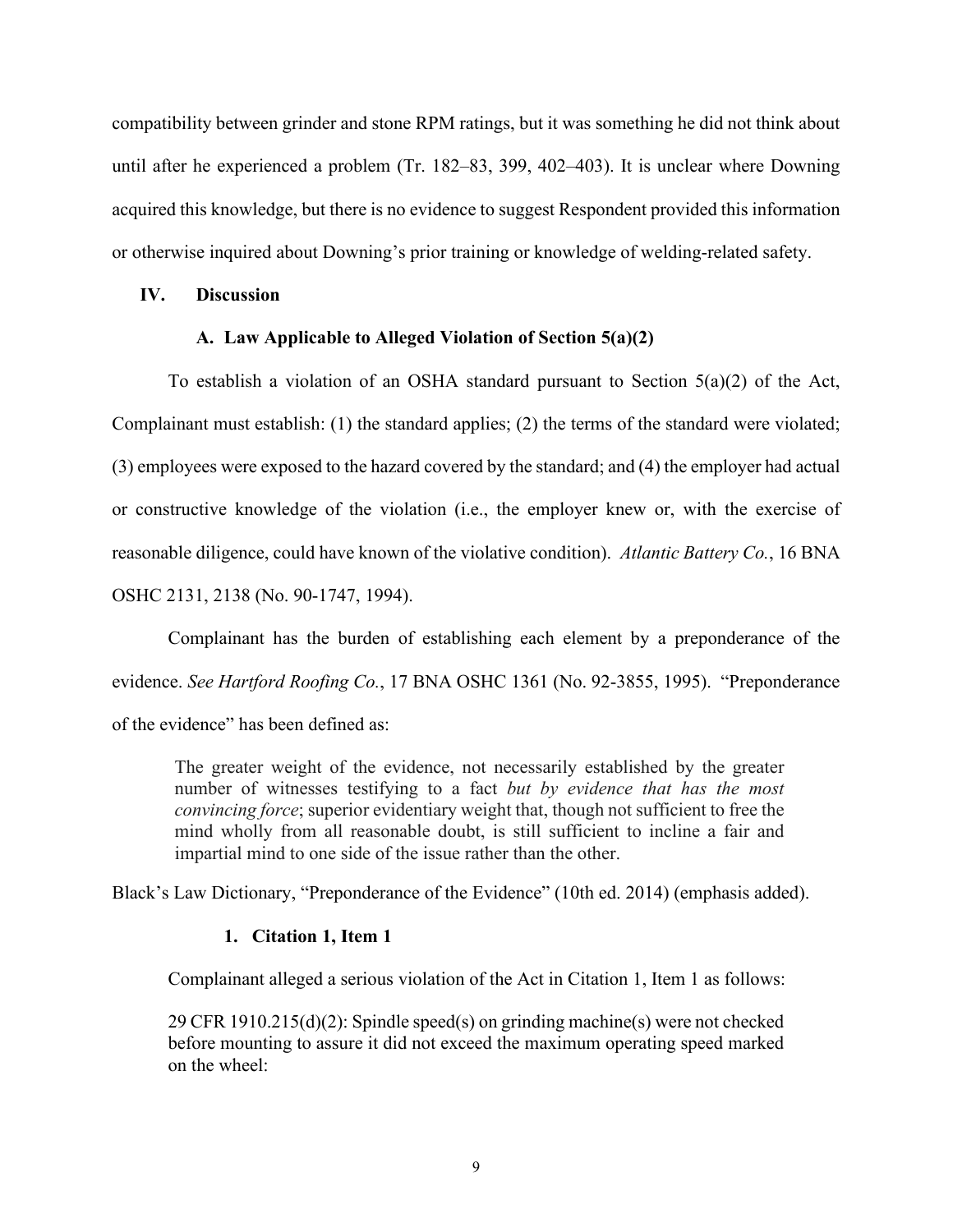compatibility between grinder and stone RPM ratings, but it was something he did not think about until after he experienced a problem (Tr. 182–83, 399, 402–403). It is unclear where Downing acquired this knowledge, but there is no evidence to suggest Respondent provided this information or otherwise inquired about Downing's prior training or knowledge of welding-related safety.

## IV. Discussion

### A. Law Applicable to Alleged Violation of Section 5(a)(2)

To establish a violation of an OSHA standard pursuant to Section 5(a)(2) of the Act, Complainant must establish: (1) the standard applies; (2) the terms of the standard were violated; (3) employees were exposed to the hazard covered by the standard; and (4) the employer had actual or constructive knowledge of the violation (i.e., the employer knew or, with the exercise of reasonable diligence, could have known of the violative condition). *Atlantic Battery Co.*, 16 BNA OSHC 2131, 2138 (No. 90-1747, 1994).

Complainant has the burden of establishing each element by a preponderance of the evidence. *See Hartford Roofing Co.*, 17 BNA OSHC 1361 (No. 92-3855, 1995). "Preponderance of the evidence" has been defined as:

> The greater weight of the evidence, not necessarily established by the greater number of witnesses testifying to a fact *but by evidence that has the most convincing force*; superior evidentiary weight that, though not sufficient to free the mind wholly from all reasonable doubt, is still sufficient to incline a fair and impartial mind to one side of the issue rather than the other.

Black's Law Dictionary, "Preponderance of the Evidence" (10th ed. 2014) (emphasis added).

#### 1. Citation 1, Item 1

Complainant alleged a serious violation of the Act in Citation 1, Item 1 as follows:

> 29 CFR 1910.215(d)(2): Spindle speed(s) on grinding machine(s) were not checked before mounting to assure it did not exceed the maximum operating speed marked on the wheel: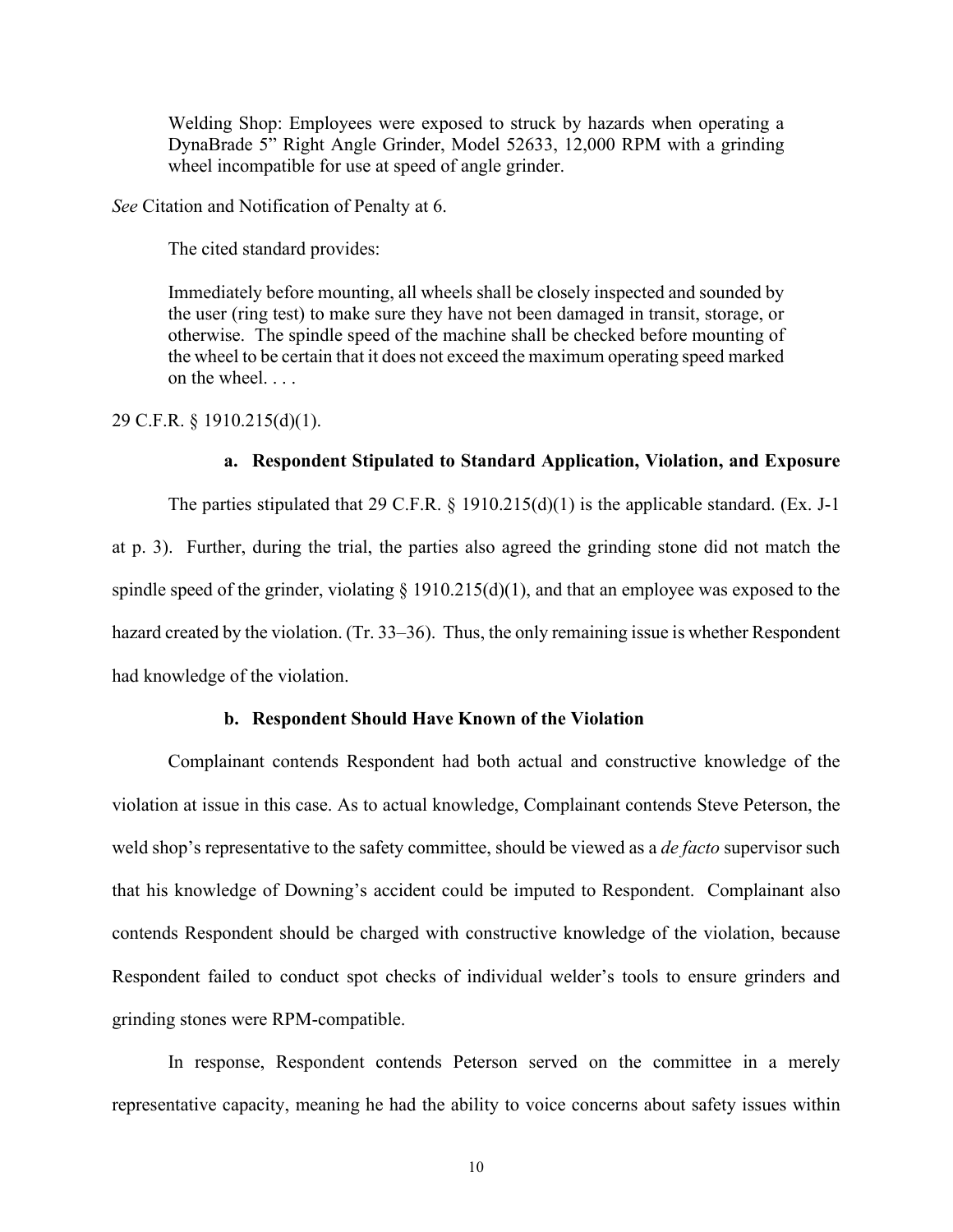> Welding Shop: Employees were exposed to struck by hazards when operating a DynaBrade 5" Right Angle Grinder, Model 52633, 12,000 RPM with a grinding wheel incompatible for use at speed of angle grinder.

*See* Citation and Notification of Penalty at 6.

The cited standard provides:

> Immediately before mounting, all wheels shall be closely inspected and sounded by the user (ring test) to make sure they have not been damaged in transit, storage, or otherwise. The spindle speed of the machine shall be checked before mounting of the wheel to be certain that it does not exceed the maximum operating speed marked on the wheel. . . .

29 C.F.R. § 1910.215(d)(1).

#### a. Respondent Stipulated to Standard Application, Violation, and Exposure

The parties stipulated that 29 C.F.R. § 1910.215(d)(1) is the applicable standard. (Ex. J-1 at p. 3). Further, during the trial, the parties also agreed the grinding stone did not match the spindle speed of the grinder, violating § 1910.215(d)(1), and that an employee was exposed to the hazard created by the violation. (Tr. 33–36). Thus, the only remaining issue is whether Respondent had knowledge of the violation.

#### b. Respondent Should Have Known of the Violation

Complainant contends Respondent had both actual and constructive knowledge of the violation at issue in this case. As to actual knowledge, Complainant contends Steve Peterson, the weld shop's representative to the safety committee, should be viewed as a *de facto* supervisor such that his knowledge of Downing's accident could be imputed to Respondent. Complainant also contends Respondent should be charged with constructive knowledge of the violation, because Respondent failed to conduct spot checks of individual welder's tools to ensure grinders and grinding stones were RPM-compatible.

In response, Respondent contends Peterson served on the committee in a merely representative capacity, meaning he had the ability to voice concerns about safety issues within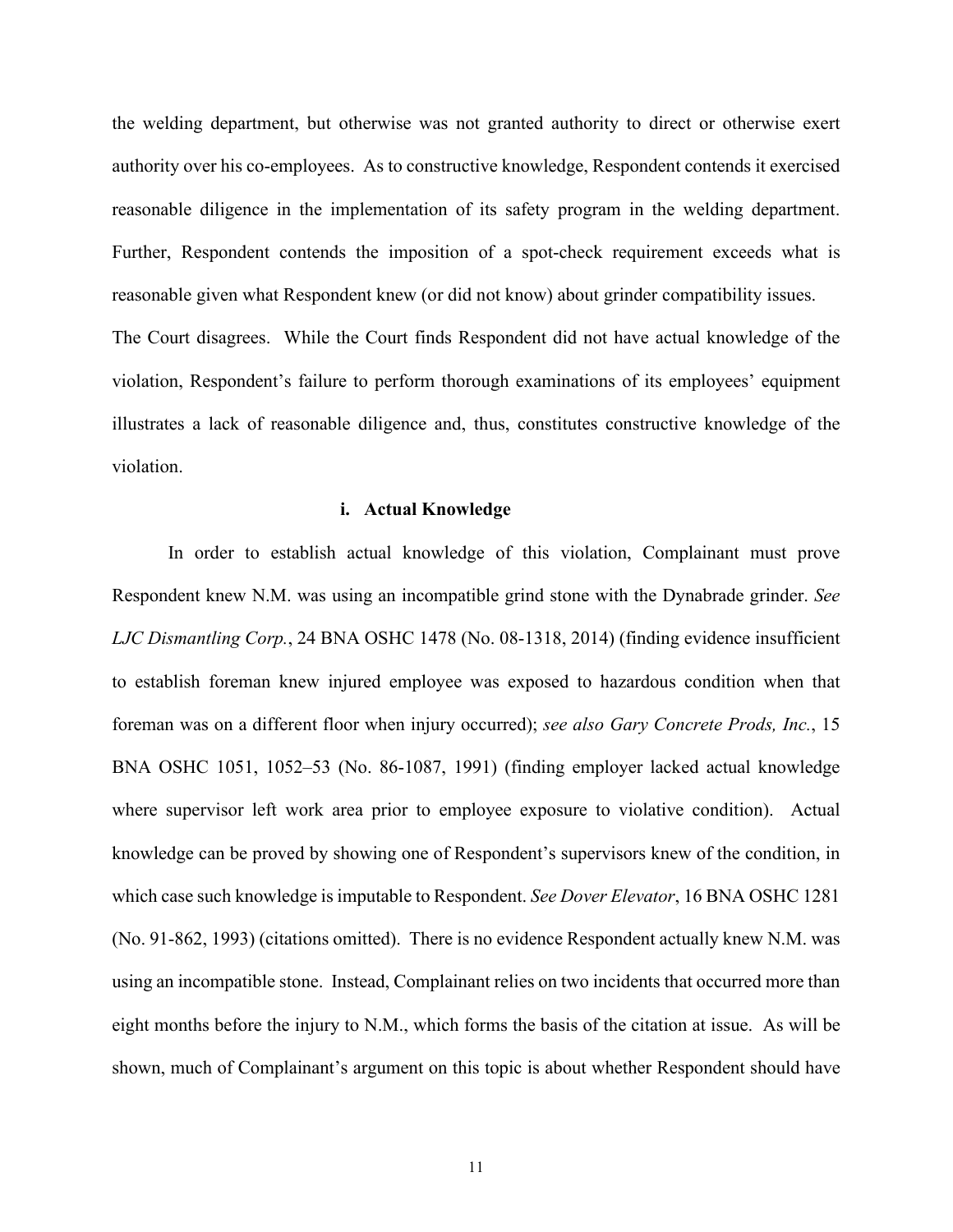the welding department, but otherwise was not granted authority to direct or otherwise exert authority over his co-employees. As to constructive knowledge, Respondent contends it exercised reasonable diligence in the implementation of its safety program in the welding department. Further, Respondent contends the imposition of a spot-check requirement exceeds what is reasonable given what Respondent knew (or did not know) about grinder compatibility issues.

The Court disagrees. While the Court finds Respondent did not have actual knowledge of the violation, Respondent's failure to perform thorough examinations of its employees' equipment illustrates a lack of reasonable diligence and, thus, constitutes constructive knowledge of the violation.

**i. Actual Knowledge**

In order to establish actual knowledge of this violation, Complainant must prove Respondent knew N.M. was using an incompatible grind stone with the Dynabrade grinder. *See LJC Dismantling Corp.*, 24 BNA OSHC 1478 (No. 08-1318, 2014) (finding evidence insufficient to establish foreman knew injured employee was exposed to hazardous condition when that foreman was on a different floor when injury occurred); *see also Gary Concrete Prods, Inc.*, 15 BNA OSHC 1051, 1052–53 (No. 86-1087, 1991) (finding employer lacked actual knowledge where supervisor left work area prior to employee exposure to violative condition). Actual knowledge can be proved by showing one of Respondent's supervisors knew of the condition, in which case such knowledge is imputable to Respondent. *See Dover Elevator*, 16 BNA OSHC 1281 (No. 91-862, 1993) (citations omitted). There is no evidence Respondent actually knew N.M. was using an incompatible stone. Instead, Complainant relies on two incidents that occurred more than eight months before the injury to N.M., which forms the basis of the citation at issue. As will be shown, much of Complainant's argument on this topic is about whether Respondent should have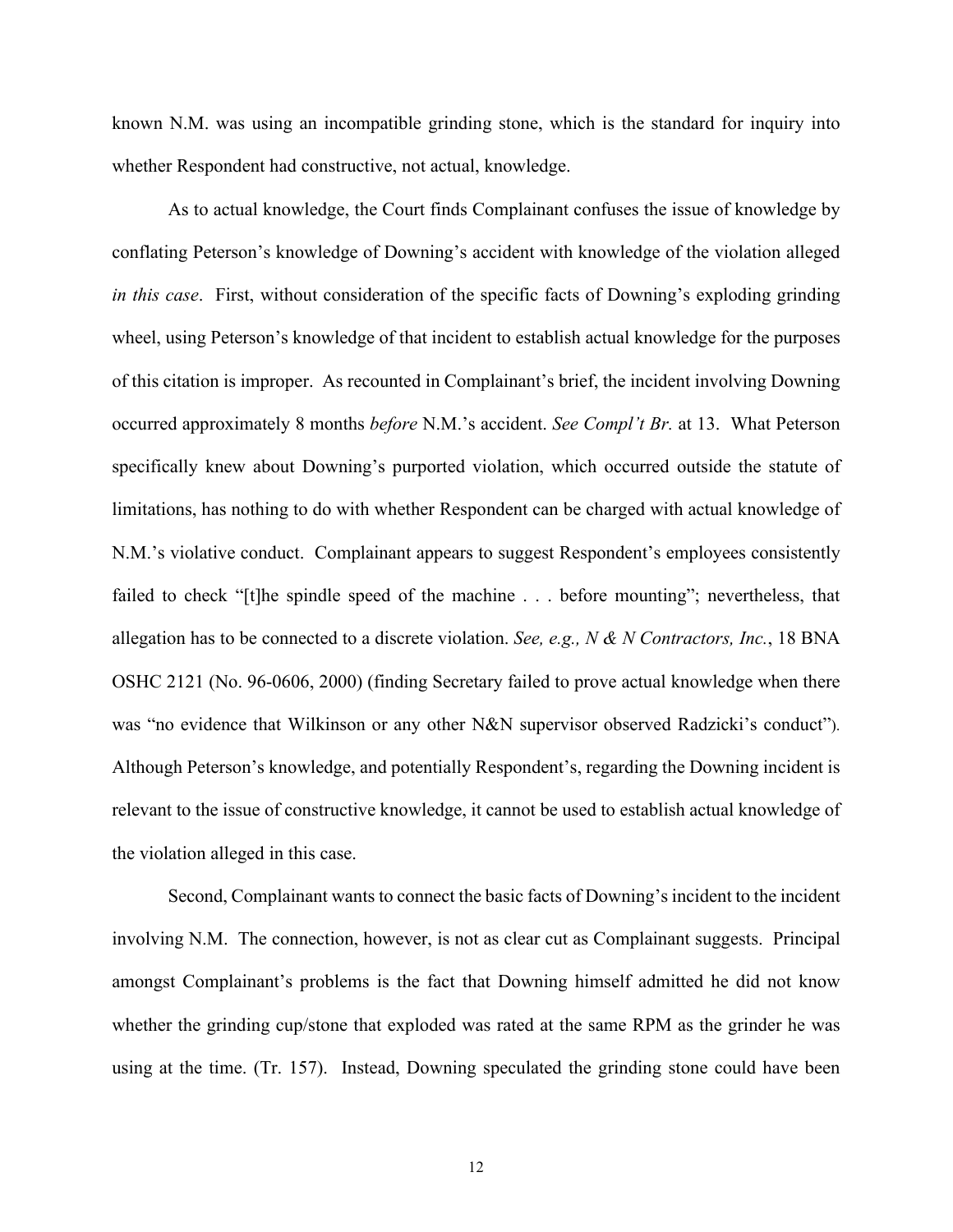known N.M. was using an incompatible grinding stone, which is the standard for inquiry into whether Respondent had constructive, not actual, knowledge.

As to actual knowledge, the Court finds Complainant confuses the issue of knowledge by conflating Peterson's knowledge of Downing's accident with knowledge of the violation alleged *in this case*. First, without consideration of the specific facts of Downing's exploding grinding wheel, using Peterson's knowledge of that incident to establish actual knowledge for the purposes of this citation is improper. As recounted in Complainant's brief, the incident involving Downing occurred approximately 8 months *before* N.M.'s accident. *See Compl't Br.* at 13. What Peterson specifically knew about Downing's purported violation, which occurred outside the statute of limitations, has nothing to do with whether Respondent can be charged with actual knowledge of N.M.'s violative conduct. Complainant appears to suggest Respondent's employees consistently failed to check "[t]he spindle speed of the machine . . . before mounting"; nevertheless, that allegation has to be connected to a discrete violation. *See, e.g., N & N Contractors, Inc.*, 18 BNA OSHC 2121 (No. 96-0606, 2000) (finding Secretary failed to prove actual knowledge when there was "no evidence that Wilkinson or any other N&N supervisor observed Radzicki's conduct"). Although Peterson's knowledge, and potentially Respondent's, regarding the Downing incident is relevant to the issue of constructive knowledge, it cannot be used to establish actual knowledge of the violation alleged in this case.

Second, Complainant wants to connect the basic facts of Downing's incident to the incident involving N.M. The connection, however, is not as clear cut as Complainant suggests. Principal amongst Complainant's problems is the fact that Downing himself admitted he did not know whether the grinding cup/stone that exploded was rated at the same RPM as the grinder he was using at the time. (Tr. 157). Instead, Downing speculated the grinding stone could have been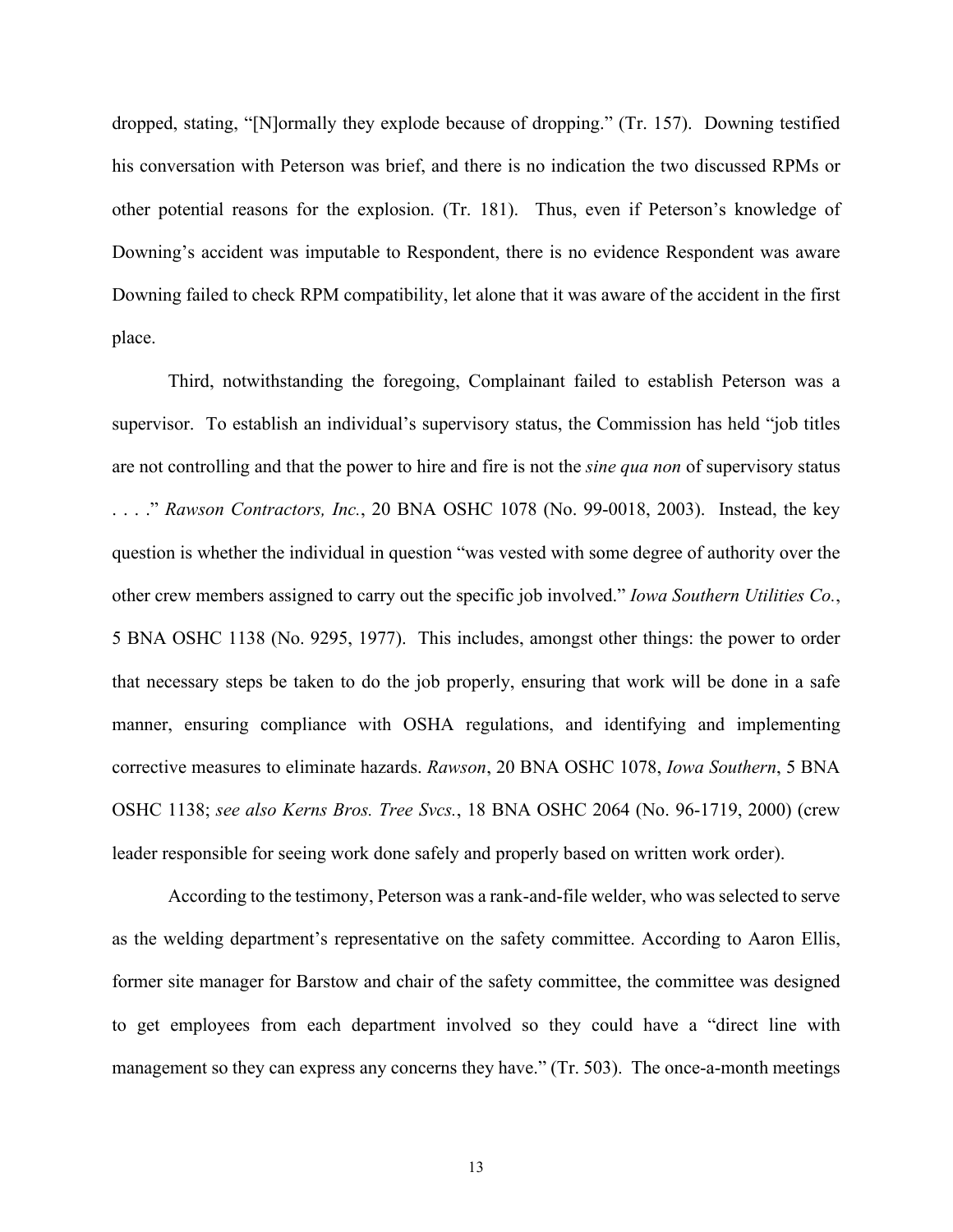dropped, stating, "[N]ormally they explode because of dropping." (Tr. 157). Downing testified his conversation with Peterson was brief, and there is no indication the two discussed RPMs or other potential reasons for the explosion. (Tr. 181). Thus, even if Peterson's knowledge of Downing's accident was imputable to Respondent, there is no evidence Respondent was aware Downing failed to check RPM compatibility, let alone that it was aware of the accident in the first place.

Third, notwithstanding the foregoing, Complainant failed to establish Peterson was a supervisor. To establish an individual's supervisory status, the Commission has held "job titles are not controlling and that the power to hire and fire is not the *sine qua non* of supervisory status . . . ." *Rawson Contractors, Inc.*, 20 BNA OSHC 1078 (No. 99-0018, 2003). Instead, the key question is whether the individual in question "was vested with some degree of authority over the other crew members assigned to carry out the specific job involved." *Iowa Southern Utilities Co.*, 5 BNA OSHC 1138 (No. 9295, 1977). This includes, amongst other things: the power to order that necessary steps be taken to do the job properly, ensuring that work will be done in a safe manner, ensuring compliance with OSHA regulations, and identifying and implementing corrective measures to eliminate hazards. *Rawson*, 20 BNA OSHC 1078, *Iowa Southern*, 5 BNA OSHC 1138; *see also Kerns Bros. Tree Svcs.*, 18 BNA OSHC 2064 (No. 96-1719, 2000) (crew leader responsible for seeing work done safely and properly based on written work order).

According to the testimony, Peterson was a rank-and-file welder, who was selected to serve as the welding department's representative on the safety committee. According to Aaron Ellis, former site manager for Barstow and chair of the safety committee, the committee was designed to get employees from each department involved so they could have a "direct line with management so they can express any concerns they have." (Tr. 503). The once-a-month meetings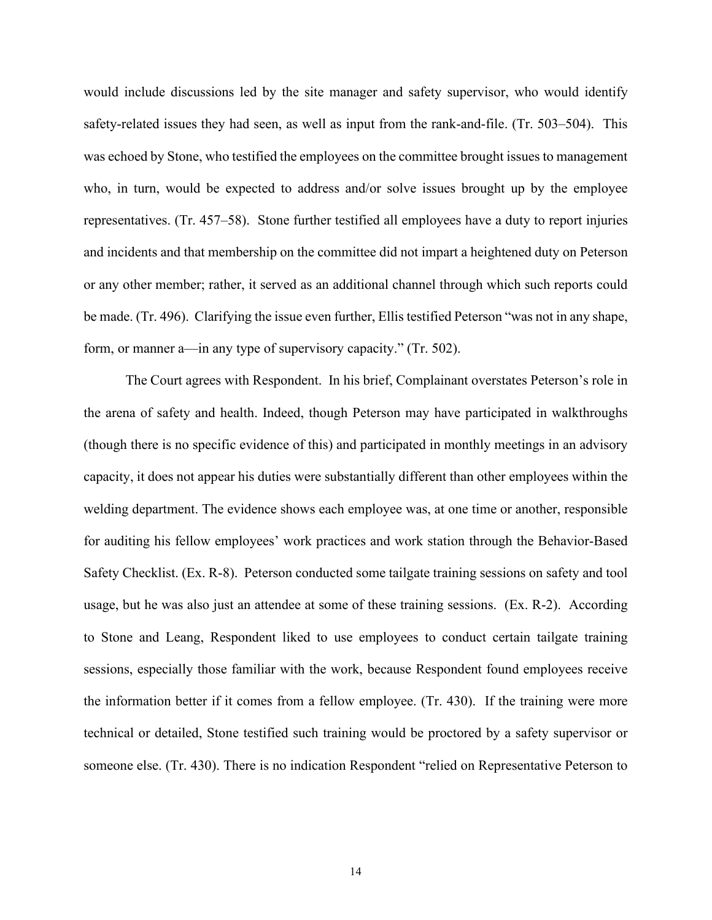would include discussions led by the site manager and safety supervisor, who would identify safety-related issues they had seen, as well as input from the rank-and-file. (Tr. 503–504). This was echoed by Stone, who testified the employees on the committee brought issues to management who, in turn, would be expected to address and/or solve issues brought up by the employee representatives. (Tr. 457–58). Stone further testified all employees have a duty to report injuries and incidents and that membership on the committee did not impart a heightened duty on Peterson or any other member; rather, it served as an additional channel through which such reports could be made. (Tr. 496). Clarifying the issue even further, Ellis testified Peterson "was not in any shape, form, or manner a—in any type of supervisory capacity." (Tr. 502).

The Court agrees with Respondent. In his brief, Complainant overstates Peterson's role in the arena of safety and health. Indeed, though Peterson may have participated in walkthroughs (though there is no specific evidence of this) and participated in monthly meetings in an advisory capacity, it does not appear his duties were substantially different than other employees within the welding department. The evidence shows each employee was, at one time or another, responsible for auditing his fellow employees' work practices and work station through the Behavior-Based Safety Checklist. (Ex. R-8). Peterson conducted some tailgate training sessions on safety and tool usage, but he was also just an attendee at some of these training sessions. (Ex. R-2). According to Stone and Leang, Respondent liked to use employees to conduct certain tailgate training sessions, especially those familiar with the work, because Respondent found employees receive the information better if it comes from a fellow employee. (Tr. 430). If the training were more technical or detailed, Stone testified such training would be proctored by a safety supervisor or someone else. (Tr. 430). There is no indication Respondent "relied on Representative Peterson to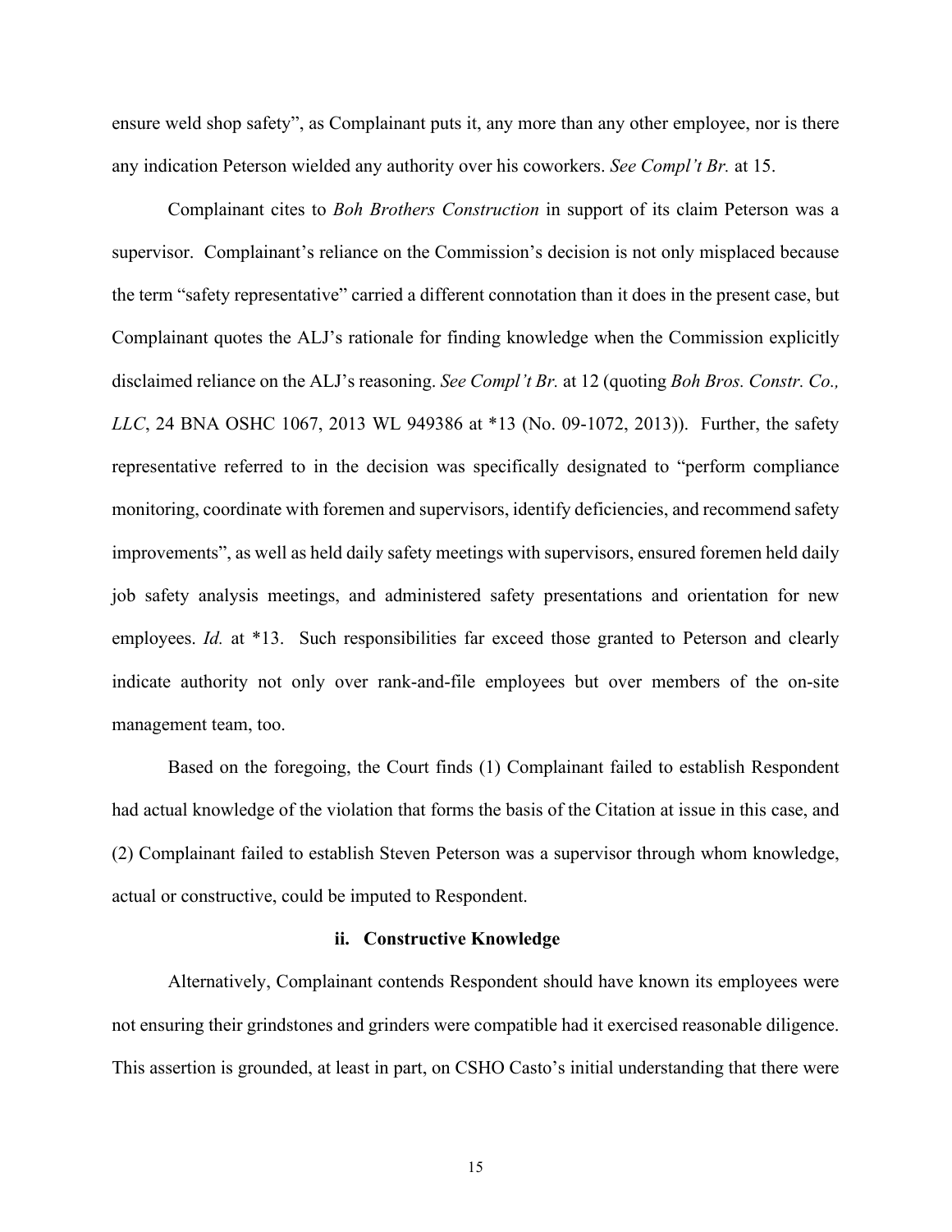ensure weld shop safety", as Complainant puts it, any more than any other employee, nor is there any indication Peterson wielded any authority over his coworkers. *See Compl't Br.* at 15.

Complainant cites to *Boh Brothers Construction* in support of its claim Peterson was a supervisor. Complainant's reliance on the Commission's decision is not only misplaced because the term "safety representative" carried a different connotation than it does in the present case, but Complainant quotes the ALJ's rationale for finding knowledge when the Commission explicitly disclaimed reliance on the ALJ's reasoning. *See Compl't Br.* at 12 (quoting *Boh Bros. Constr. Co., LLC*, 24 BNA OSHC 1067, 2013 WL 949386 at *13 (No. 09-1072, 2013)). Further, the safety representative referred to in the decision was specifically designated to "perform compliance monitoring, coordinate with foremen and supervisors, identify deficiencies, and recommend safety improvements", as well as held daily safety meetings with supervisors, ensured foremen held daily job safety analysis meetings, and administered safety presentations and orientation for new employees. *Id.* at *13. Such responsibilities far exceed those granted to Peterson and clearly indicate authority not only over rank-and-file employees but over members of the on-site management team, too.

Based on the foregoing, the Court finds (1) Complainant failed to establish Respondent had actual knowledge of the violation that forms the basis of the Citation at issue in this case, and (2) Complainant failed to establish Steven Peterson was a supervisor through whom knowledge, actual or constructive, could be imputed to Respondent.

#### ii. Constructive Knowledge

Alternatively, Complainant contends Respondent should have known its employees were not ensuring their grindstones and grinders were compatible had it exercised reasonable diligence. This assertion is grounded, at least in part, on CSHO Casto's initial understanding that there were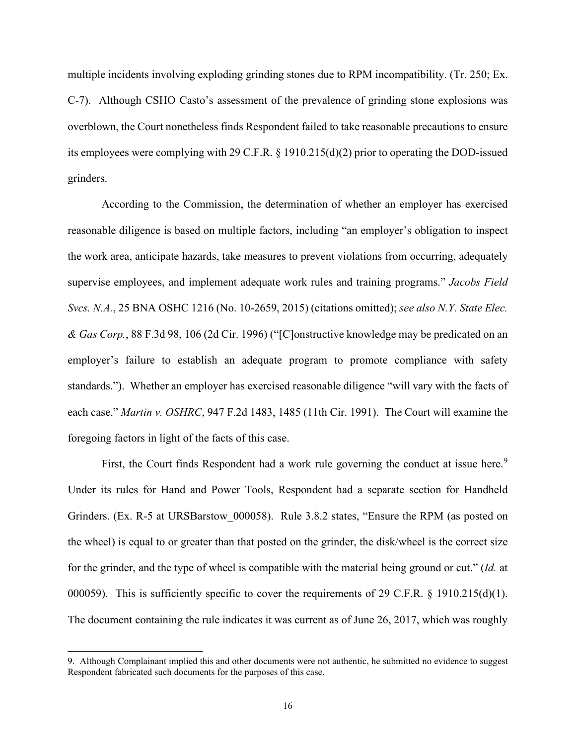multiple incidents involving exploding grinding stones due to RPM incompatibility. (Tr. 250; Ex. C-7). Although CSHO Casto's assessment of the prevalence of grinding stone explosions was overblown, the Court nonetheless finds Respondent failed to take reasonable precautions to ensure its employees were complying with 29 C.F.R. § 1910.215(d)(2) prior to operating the DOD-issued grinders.

According to the Commission, the determination of whether an employer has exercised reasonable diligence is based on multiple factors, including "an employer's obligation to inspect the work area, anticipate hazards, take measures to prevent violations from occurring, adequately supervise employees, and implement adequate work rules and training programs." *Jacobs Field Svcs. N.A.*, 25 BNA OSHC 1216 (No. 10-2659, 2015) (citations omitted); *see also N.Y. State Elec. & Gas Corp.*, 88 F.3d 98, 106 (2d Cir. 1996) ("[C]onstructive knowledge may be predicated on an employer's failure to establish an adequate program to promote compliance with safety standards."). Whether an employer has exercised reasonable diligence "will vary with the facts of each case." *Martin v. OSHRC*, 947 F.2d 1483, 1485 (11th Cir. 1991). The Court will examine the foregoing factors in light of the facts of this case.

First, the Court finds Respondent had a work rule governing the conduct at issue here.[9] Under its rules for Hand and Power Tools, Respondent had a separate section for Handheld Grinders. (Ex. R-5 at URSBarstow_000058). Rule 3.8.2 states, "Ensure the RPM (as posted on the wheel) is equal to or greater than that posted on the grinder, the disk/wheel is the correct size for the grinder, and the type of wheel is compatible with the material being ground or cut." (*Id.* at 000059). This is sufficiently specific to cover the requirements of 29 C.F.R. § 1910.215(d)(1). The document containing the rule indicates it was current as of June 26, 2017, which was roughly

---

9. Although Complainant implied this and other documents were not authentic, he submitted no evidence to suggest Respondent fabricated such documents for the purposes of this case.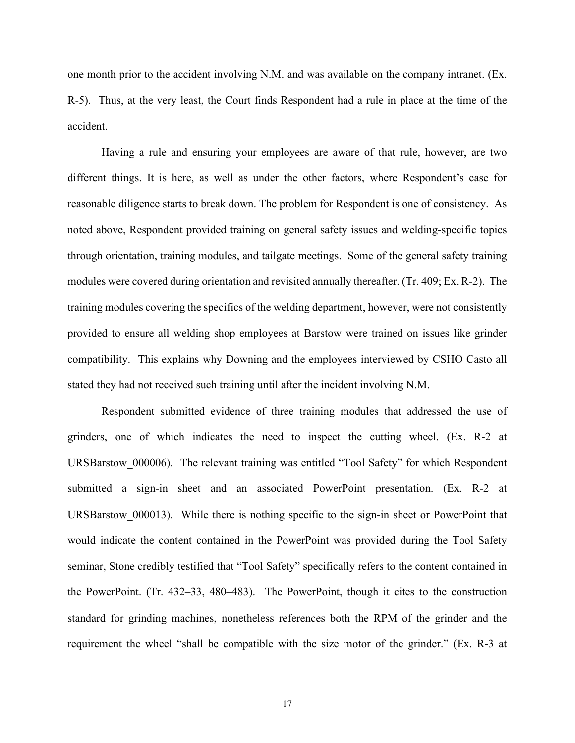one month prior to the accident involving N.M. and was available on the company intranet. (Ex. R-5). Thus, at the very least, the Court finds Respondent had a rule in place at the time of the accident.

Having a rule and ensuring your employees are aware of that rule, however, are two different things. It is here, as well as under the other factors, where Respondent's case for reasonable diligence starts to break down. The problem for Respondent is one of consistency. As noted above, Respondent provided training on general safety issues and welding-specific topics through orientation, training modules, and tailgate meetings. Some of the general safety training modules were covered during orientation and revisited annually thereafter. (Tr. 409; Ex. R-2). The training modules covering the specifics of the welding department, however, were not consistently provided to ensure all welding shop employees at Barstow were trained on issues like grinder compatibility. This explains why Downing and the employees interviewed by CSHO Casto all stated they had not received such training until after the incident involving N.M.

Respondent submitted evidence of three training modules that addressed the use of grinders, one of which indicates the need to inspect the cutting wheel. (Ex. R-2 at URSBarstow_000006). The relevant training was entitled "Tool Safety" for which Respondent submitted a sign-in sheet and an associated PowerPoint presentation. (Ex. R-2 at URSBarstow_000013). While there is nothing specific to the sign-in sheet or PowerPoint that would indicate the content contained in the PowerPoint was provided during the Tool Safety seminar, Stone credibly testified that "Tool Safety" specifically refers to the content contained in the PowerPoint. (Tr. 432–33, 480–483). The PowerPoint, though it cites to the construction standard for grinding machines, nonetheless references both the RPM of the grinder and the requirement the wheel "shall be compatible with the size motor of the grinder." (Ex. R-3 at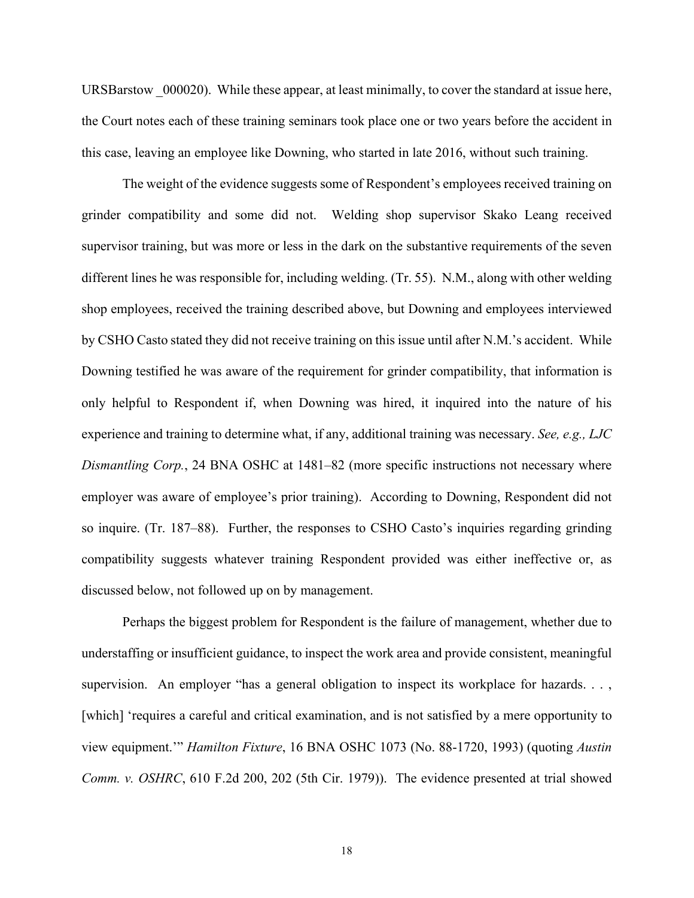URSBarstow _000020). While these appear, at least minimally, to cover the standard at issue here, the Court notes each of these training seminars took place one or two years before the accident in this case, leaving an employee like Downing, who started in late 2016, without such training.

The weight of the evidence suggests some of Respondent's employees received training on grinder compatibility and some did not. Welding shop supervisor Skako Leang received supervisor training, but was more or less in the dark on the substantive requirements of the seven different lines he was responsible for, including welding. (Tr. 55). N.M., along with other welding shop employees, received the training described above, but Downing and employees interviewed by CSHO Casto stated they did not receive training on this issue until after N.M.'s accident. While Downing testified he was aware of the requirement for grinder compatibility, that information is only helpful to Respondent if, when Downing was hired, it inquired into the nature of his experience and training to determine what, if any, additional training was necessary. *See, e.g., LJC Dismantling Corp.*, 24 BNA OSHC at 1481–82 (more specific instructions not necessary where employer was aware of employee's prior training). According to Downing, Respondent did not so inquire. (Tr. 187–88). Further, the responses to CSHO Casto's inquiries regarding grinding compatibility suggests whatever training Respondent provided was either ineffective or, as discussed below, not followed up on by management.

Perhaps the biggest problem for Respondent is the failure of management, whether due to understaffing or insufficient guidance, to inspect the work area and provide consistent, meaningful supervision. An employer "has a general obligation to inspect its workplace for hazards. . . , [which] 'requires a careful and critical examination, and is not satisfied by a mere opportunity to view equipment.'" *Hamilton Fixture*, 16 BNA OSHC 1073 (No. 88-1720, 1993) (quoting *Austin Comm. v. OSHRC*, 610 F.2d 200, 202 (5th Cir. 1979)). The evidence presented at trial showed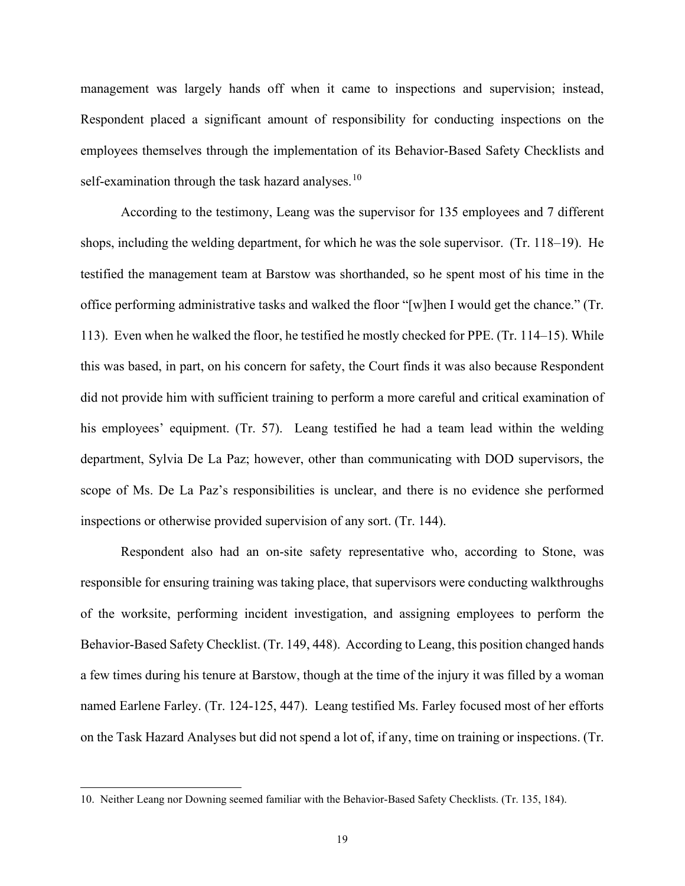management was largely hands off when it came to inspections and supervision; instead, Respondent placed a significant amount of responsibility for conducting inspections on the employees themselves through the implementation of its Behavior-Based Safety Checklists and self-examination through the task hazard analyses.[10]

According to the testimony, Leang was the supervisor for 135 employees and 7 different shops, including the welding department, for which he was the sole supervisor. (Tr. 118–19). He testified the management team at Barstow was shorthanded, so he spent most of his time in the office performing administrative tasks and walked the floor "[w]hen I would get the chance." (Tr. 113). Even when he walked the floor, he testified he mostly checked for PPE. (Tr. 114–15). While this was based, in part, on his concern for safety, the Court finds it was also because Respondent did not provide him with sufficient training to perform a more careful and critical examination of his employees' equipment. (Tr. 57). Leang testified he had a team lead within the welding department, Sylvia De La Paz; however, other than communicating with DOD supervisors, the scope of Ms. De La Paz's responsibilities is unclear, and there is no evidence she performed inspections or otherwise provided supervision of any sort. (Tr. 144).

Respondent also had an on-site safety representative who, according to Stone, was responsible for ensuring training was taking place, that supervisors were conducting walkthroughs of the worksite, performing incident investigation, and assigning employees to perform the Behavior-Based Safety Checklist. (Tr. 149, 448). According to Leang, this position changed hands a few times during his tenure at Barstow, though at the time of the injury it was filled by a woman named Earlene Farley. (Tr. 124-125, 447). Leang testified Ms. Farley focused most of her efforts on the Task Hazard Analyses but did not spend a lot of, if any, time on training or inspections. (Tr.

---

10. Neither Leang nor Downing seemed familiar with the Behavior-Based Safety Checklists. (Tr. 135, 184).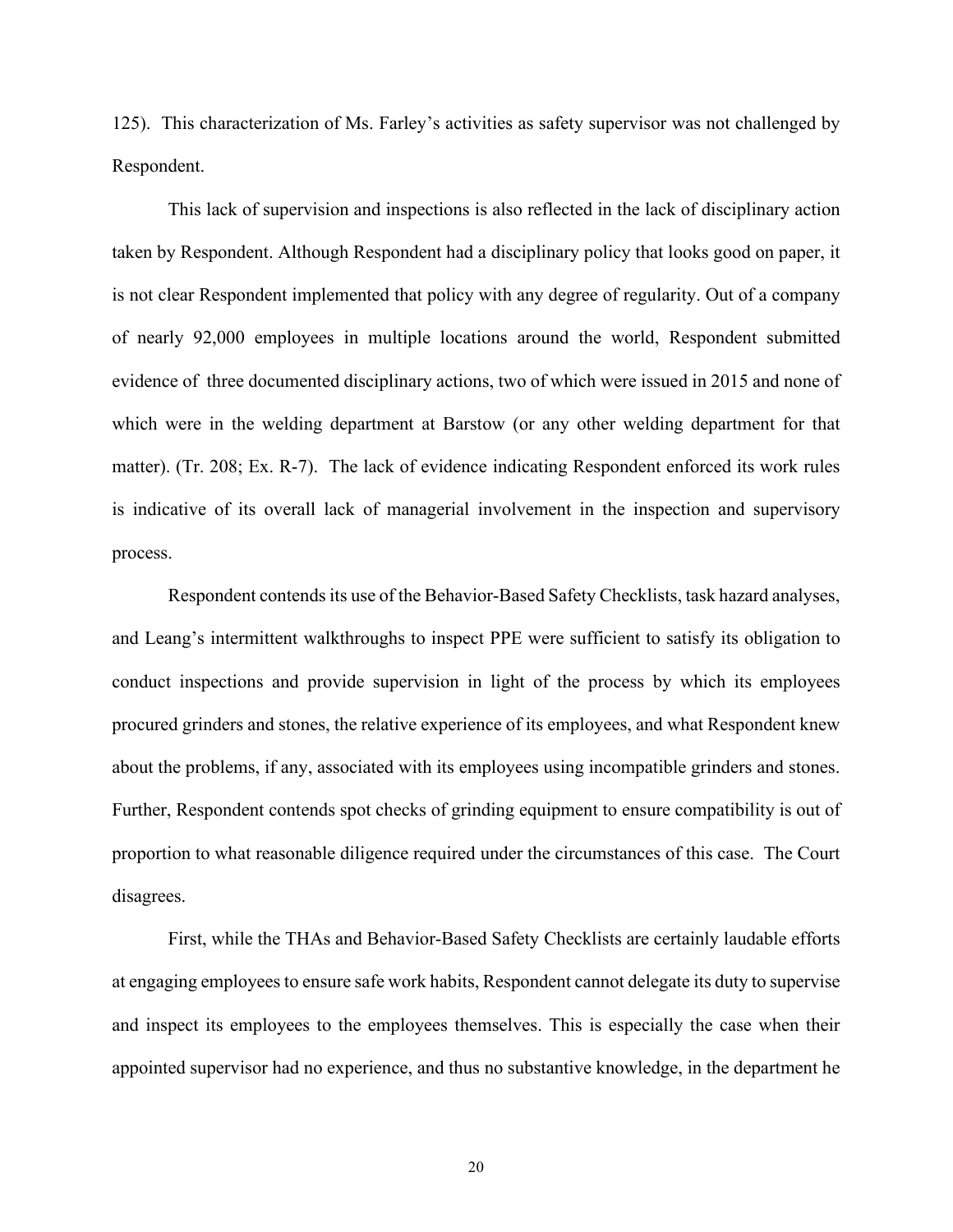125). This characterization of Ms. Farley's activities as safety supervisor was not challenged by Respondent.

This lack of supervision and inspections is also reflected in the lack of disciplinary action taken by Respondent. Although Respondent had a disciplinary policy that looks good on paper, it is not clear Respondent implemented that policy with any degree of regularity. Out of a company of nearly 92,000 employees in multiple locations around the world, Respondent submitted evidence of three documented disciplinary actions, two of which were issued in 2015 and none of which were in the welding department at Barstow (or any other welding department for that matter). (Tr. 208; Ex. R-7). The lack of evidence indicating Respondent enforced its work rules is indicative of its overall lack of managerial involvement in the inspection and supervisory process.

Respondent contends its use of the Behavior-Based Safety Checklists, task hazard analyses, and Leang's intermittent walkthroughs to inspect PPE were sufficient to satisfy its obligation to conduct inspections and provide supervision in light of the process by which its employees procured grinders and stones, the relative experience of its employees, and what Respondent knew about the problems, if any, associated with its employees using incompatible grinders and stones. Further, Respondent contends spot checks of grinding equipment to ensure compatibility is out of proportion to what reasonable diligence required under the circumstances of this case. The Court disagrees.

First, while the THAs and Behavior-Based Safety Checklists are certainly laudable efforts at engaging employees to ensure safe work habits, Respondent cannot delegate its duty to supervise and inspect its employees to the employees themselves. This is especially the case when their appointed supervisor had no experience, and thus no substantive knowledge, in the department he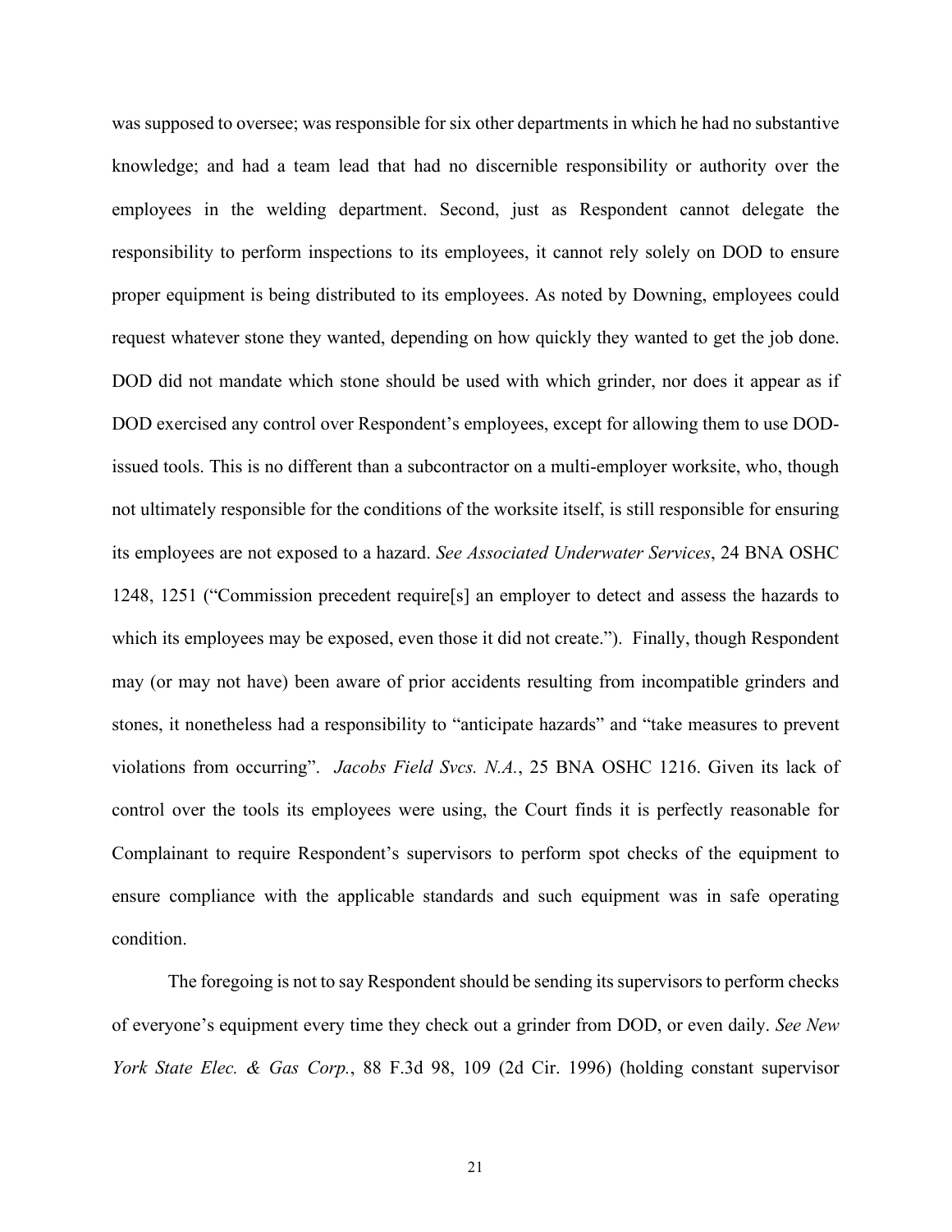was supposed to oversee; was responsible for six other departments in which he had no substantive knowledge; and had a team lead that had no discernible responsibility or authority over the employees in the welding department. Second, just as Respondent cannot delegate the responsibility to perform inspections to its employees, it cannot rely solely on DOD to ensure proper equipment is being distributed to its employees. As noted by Downing, employees could request whatever stone they wanted, depending on how quickly they wanted to get the job done. DOD did not mandate which stone should be used with which grinder, nor does it appear as if DOD exercised any control over Respondent's employees, except for allowing them to use DOD-issued tools. This is no different than a subcontractor on a multi-employer worksite, who, though not ultimately responsible for the conditions of the worksite itself, is still responsible for ensuring its employees are not exposed to a hazard. *See Associated Underwater Services*, 24 BNA OSHC 1248, 1251 ("Commission precedent require[s] an employer to detect and assess the hazards to which its employees may be exposed, even those it did not create."). Finally, though Respondent may (or may not have) been aware of prior accidents resulting from incompatible grinders and stones, it nonetheless had a responsibility to "anticipate hazards" and "take measures to prevent violations from occurring". *Jacobs Field Svcs. N.A.*, 25 BNA OSHC 1216. Given its lack of control over the tools its employees were using, the Court finds it is perfectly reasonable for Complainant to require Respondent's supervisors to perform spot checks of the equipment to ensure compliance with the applicable standards and such equipment was in safe operating condition.

The foregoing is not to say Respondent should be sending its supervisors to perform checks of everyone's equipment every time they check out a grinder from DOD, or even daily. *See New York State Elec. & Gas Corp.*, 88 F.3d 98, 109 (2d Cir. 1996) (holding constant supervisor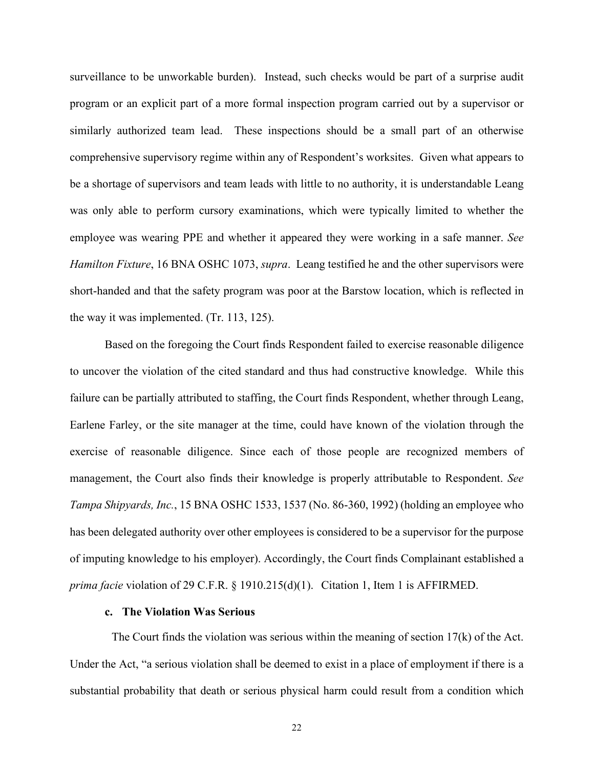surveillance to be unworkable burden). Instead, such checks would be part of a surprise audit program or an explicit part of a more formal inspection program carried out by a supervisor or similarly authorized team lead. These inspections should be a small part of an otherwise comprehensive supervisory regime within any of Respondent's worksites. Given what appears to be a shortage of supervisors and team leads with little to no authority, it is understandable Leang was only able to perform cursory examinations, which were typically limited to whether the employee was wearing PPE and whether it appeared they were working in a safe manner. *See Hamilton Fixture*, 16 BNA OSHC 1073, *supra*. Leang testified he and the other supervisors were short-handed and that the safety program was poor at the Barstow location, which is reflected in the way it was implemented. (Tr. 113, 125).

Based on the foregoing the Court finds Respondent failed to exercise reasonable diligence to uncover the violation of the cited standard and thus had constructive knowledge. While this failure can be partially attributed to staffing, the Court finds Respondent, whether through Leang, Earlene Farley, or the site manager at the time, could have known of the violation through the exercise of reasonable diligence. Since each of those people are recognized members of management, the Court also finds their knowledge is properly attributable to Respondent. *See Tampa Shipyards, Inc.*, 15 BNA OSHC 1533, 1537 (No. 86-360, 1992) (holding an employee who has been delegated authority over other employees is considered to be a supervisor for the purpose of imputing knowledge to his employer). Accordingly, the Court finds Complainant established a *prima facie* violation of 29 C.F.R. § 1910.215(d)(1). Citation 1, Item 1 is AFFIRMED.

### c. The Violation Was Serious

The Court finds the violation was serious within the meaning of section 17(k) of the Act. Under the Act, "a serious violation shall be deemed to exist in a place of employment if there is a substantial probability that death or serious physical harm could result from a condition which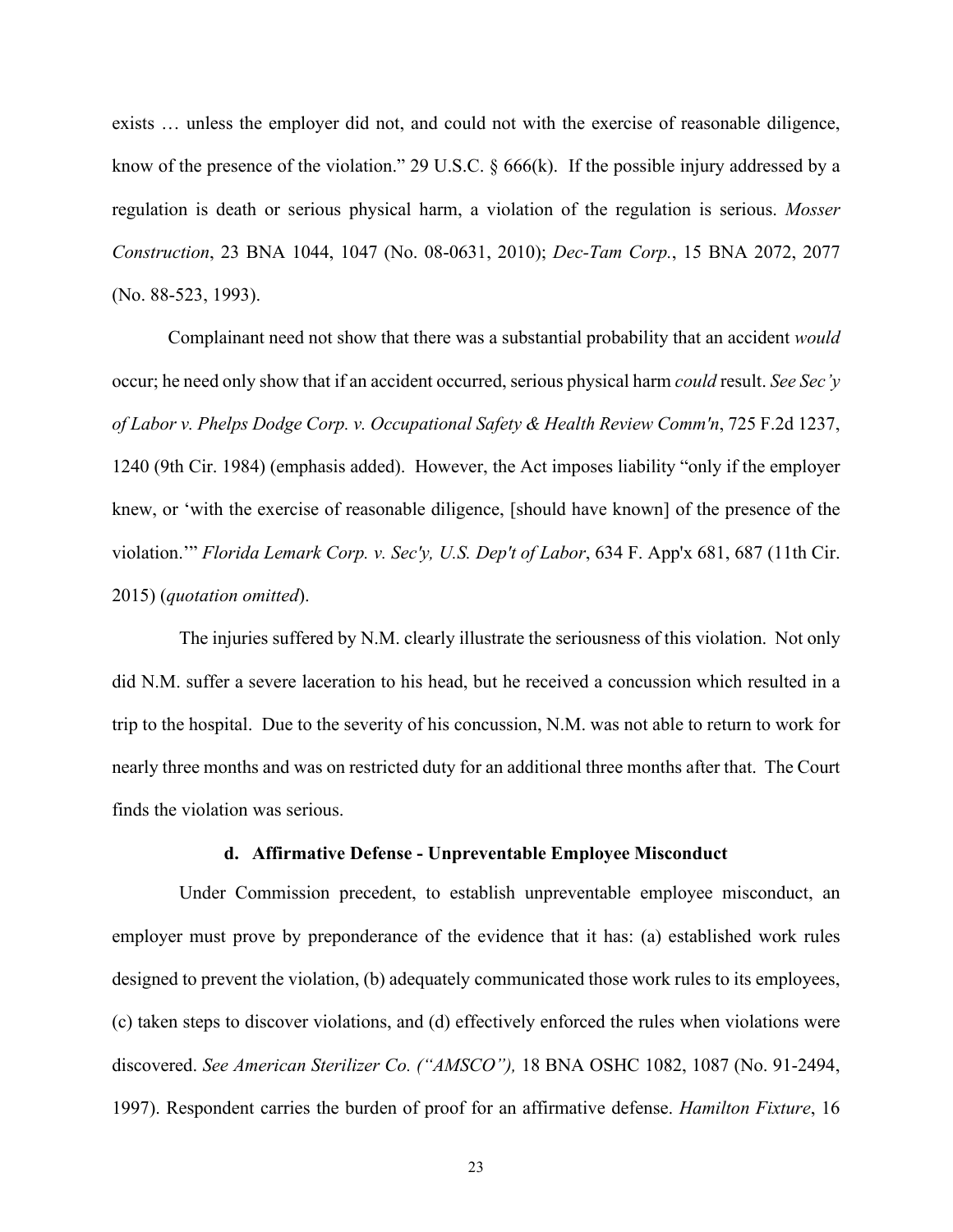exists … unless the employer did not, and could not with the exercise of reasonable diligence, know of the presence of the violation." 29 U.S.C. § 666(k). If the possible injury addressed by a regulation is death or serious physical harm, a violation of the regulation is serious. *Mosser Construction*, 23 BNA 1044, 1047 (No. 08-0631, 2010); *Dec-Tam Corp.*, 15 BNA 2072, 2077 (No. 88-523, 1993).

Complainant need not show that there was a substantial probability that an accident *would* occur; he need only show that if an accident occurred, serious physical harm *could* result. *See Sec'y of Labor v. Phelps Dodge Corp. v. Occupational Safety & Health Review Comm'n*, 725 F.2d 1237, 1240 (9th Cir. 1984) (emphasis added). However, the Act imposes liability "only if the employer knew, or 'with the exercise of reasonable diligence, [should have known] of the presence of the violation.'" *Florida Lemark Corp. v. Sec'y, U.S. Dep't of Labor*, 634 F. App'x 681, 687 (11th Cir. 2015) (*quotation omitted*).

The injuries suffered by N.M. clearly illustrate the seriousness of this violation. Not only did N.M. suffer a severe laceration to his head, but he received a concussion which resulted in a trip to the hospital. Due to the severity of his concussion, N.M. was not able to return to work for nearly three months and was on restricted duty for an additional three months after that. The Court finds the violation was serious.

#### d. Affirmative Defense - Unpreventable Employee Misconduct

Under Commission precedent, to establish unpreventable employee misconduct, an employer must prove by preponderance of the evidence that it has: (a) established work rules designed to prevent the violation, (b) adequately communicated those work rules to its employees, (c) taken steps to discover violations, and (d) effectively enforced the rules when violations were discovered. *See American Sterilizer Co. ("AMSCO"),* 18 BNA OSHC 1082, 1087 (No. 91-2494, 1997). Respondent carries the burden of proof for an affirmative defense. *Hamilton Fixture*, 16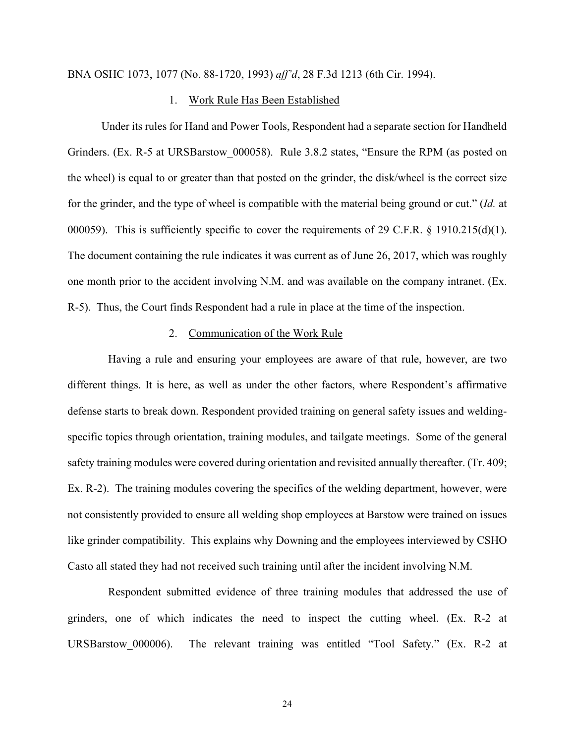BNA OSHC 1073, 1077 (No. 88-1720, 1993) *aff'd*, 28 F.3d 1213 (6th Cir. 1994).

1. Work Rule Has Been Established

Under its rules for Hand and Power Tools, Respondent had a separate section for Handheld Grinders. (Ex. R-5 at URSBarstow_000058). Rule 3.8.2 states, "Ensure the RPM (as posted on the wheel) is equal to or greater than that posted on the grinder, the disk/wheel is the correct size for the grinder, and the type of wheel is compatible with the material being ground or cut." (*Id.* at 000059). This is sufficiently specific to cover the requirements of 29 C.F.R. § 1910.215(d)(1). The document containing the rule indicates it was current as of June 26, 2017, which was roughly one month prior to the accident involving N.M. and was available on the company intranet. (Ex. R-5). Thus, the Court finds Respondent had a rule in place at the time of the inspection.

2. Communication of the Work Rule

Having a rule and ensuring your employees are aware of that rule, however, are two different things. It is here, as well as under the other factors, where Respondent's affirmative defense starts to break down. Respondent provided training on general safety issues and welding-specific topics through orientation, training modules, and tailgate meetings. Some of the general safety training modules were covered during orientation and revisited annually thereafter. (Tr. 409; Ex. R-2). The training modules covering the specifics of the welding department, however, were not consistently provided to ensure all welding shop employees at Barstow were trained on issues like grinder compatibility. This explains why Downing and the employees interviewed by CSHO Casto all stated they had not received such training until after the incident involving N.M.

Respondent submitted evidence of three training modules that addressed the use of grinders, one of which indicates the need to inspect the cutting wheel. (Ex. R-2 at URSBarstow_000006). The relevant training was entitled "Tool Safety." (Ex. R-2 at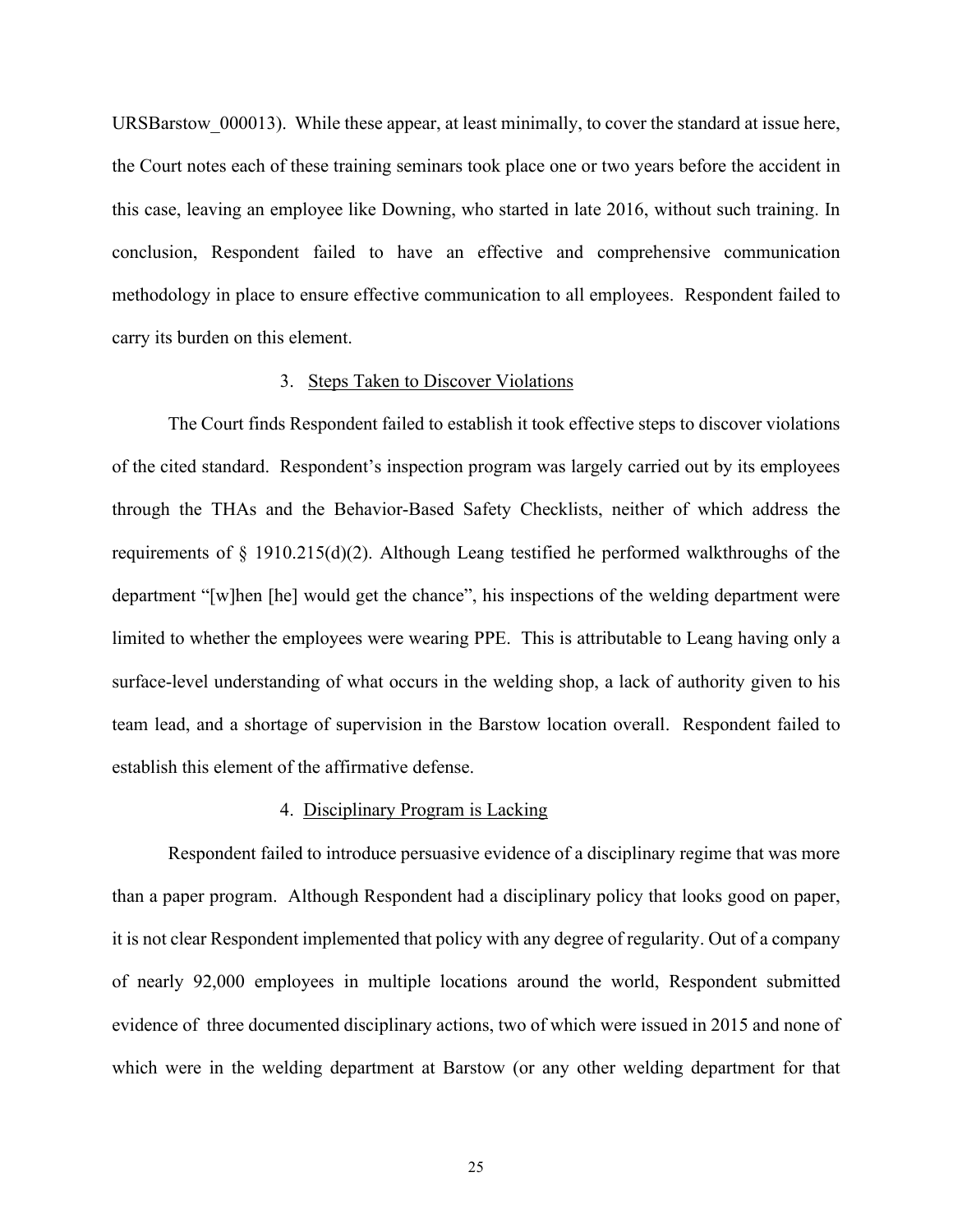URSBarstow_000013). While these appear, at least minimally, to cover the standard at issue here, the Court notes each of these training seminars took place one or two years before the accident in this case, leaving an employee like Downing, who started in late 2016, without such training. In conclusion, Respondent failed to have an effective and comprehensive communication methodology in place to ensure effective communication to all employees. Respondent failed to carry its burden on this element.

3. <u>Steps Taken to Discover Violations</u>

The Court finds Respondent failed to establish it took effective steps to discover violations of the cited standard. Respondent's inspection program was largely carried out by its employees through the THAs and the Behavior-Based Safety Checklists, neither of which address the requirements of § 1910.215(d)(2). Although Leang testified he performed walkthroughs of the department "[w]hen [he] would get the chance", his inspections of the welding department were limited to whether the employees were wearing PPE. This is attributable to Leang having only a surface-level understanding of what occurs in the welding shop, a lack of authority given to his team lead, and a shortage of supervision in the Barstow location overall. Respondent failed to establish this element of the affirmative defense.

4. <u>Disciplinary Program is Lacking</u>

Respondent failed to introduce persuasive evidence of a disciplinary regime that was more than a paper program. Although Respondent had a disciplinary policy that looks good on paper, it is not clear Respondent implemented that policy with any degree of regularity. Out of a company of nearly 92,000 employees in multiple locations around the world, Respondent submitted evidence of three documented disciplinary actions, two of which were issued in 2015 and none of which were in the welding department at Barstow (or any other welding department for that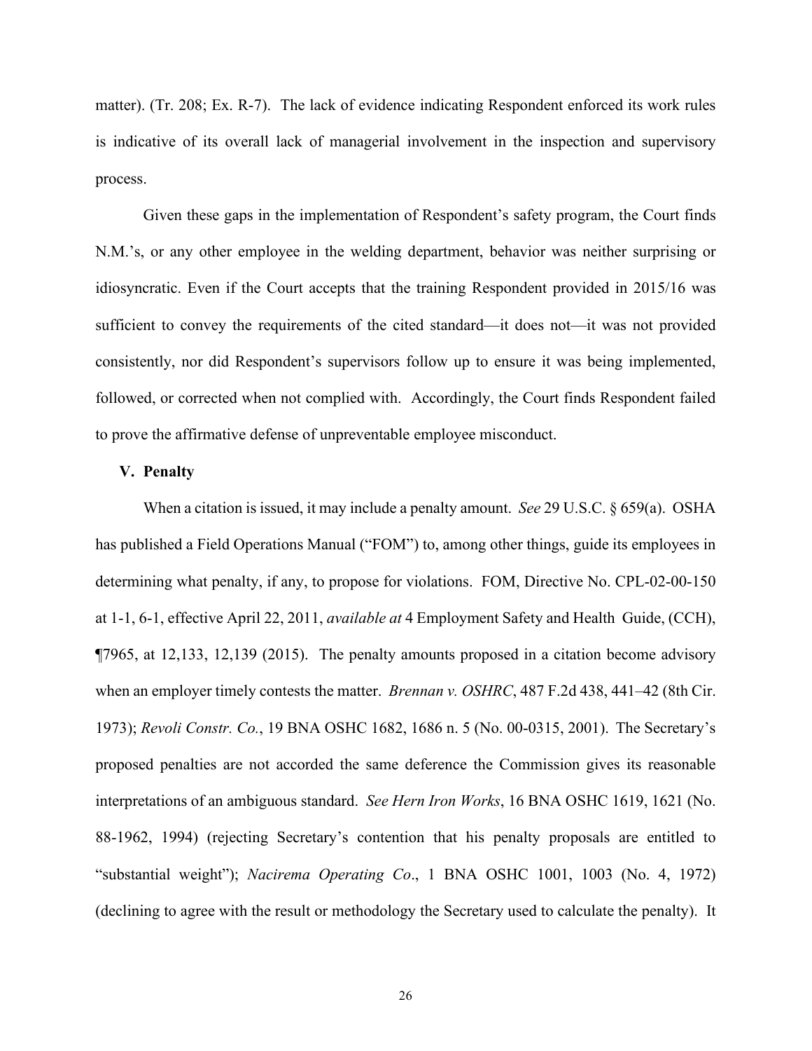matter). (Tr. 208; Ex. R-7). The lack of evidence indicating Respondent enforced its work rules is indicative of its overall lack of managerial involvement in the inspection and supervisory process.

Given these gaps in the implementation of Respondent's safety program, the Court finds N.M.'s, or any other employee in the welding department, behavior was neither surprising or idiosyncratic. Even if the Court accepts that the training Respondent provided in 2015/16 was sufficient to convey the requirements of the cited standard—it does not—it was not provided consistently, nor did Respondent's supervisors follow up to ensure it was being implemented, followed, or corrected when not complied with. Accordingly, the Court finds Respondent failed to prove the affirmative defense of unpreventable employee misconduct.

## V. Penalty

When a citation is issued, it may include a penalty amount. *See* 29 U.S.C. § 659(a). OSHA has published a Field Operations Manual ("FOM") to, among other things, guide its employees in determining what penalty, if any, to propose for violations. FOM, Directive No. CPL-02-00-150 at 1-1, 6-1, effective April 22, 2011, *available at* 4 Employment Safety and Health Guide, (CCH), ¶7965, at 12,133, 12,139 (2015). The penalty amounts proposed in a citation become advisory when an employer timely contests the matter. *Brennan v. OSHRC*, 487 F.2d 438, 441–42 (8th Cir. 1973); *Revoli Constr. Co.*, 19 BNA OSHC 1682, 1686 n. 5 (No. 00-0315, 2001). The Secretary's proposed penalties are not accorded the same deference the Commission gives its reasonable interpretations of an ambiguous standard. *See Hern Iron Works*, 16 BNA OSHC 1619, 1621 (No. 88-1962, 1994) (rejecting Secretary's contention that his penalty proposals are entitled to "substantial weight"); *Nacirema Operating Co*., 1 BNA OSHC 1001, 1003 (No. 4, 1972) (declining to agree with the result or methodology the Secretary used to calculate the penalty). It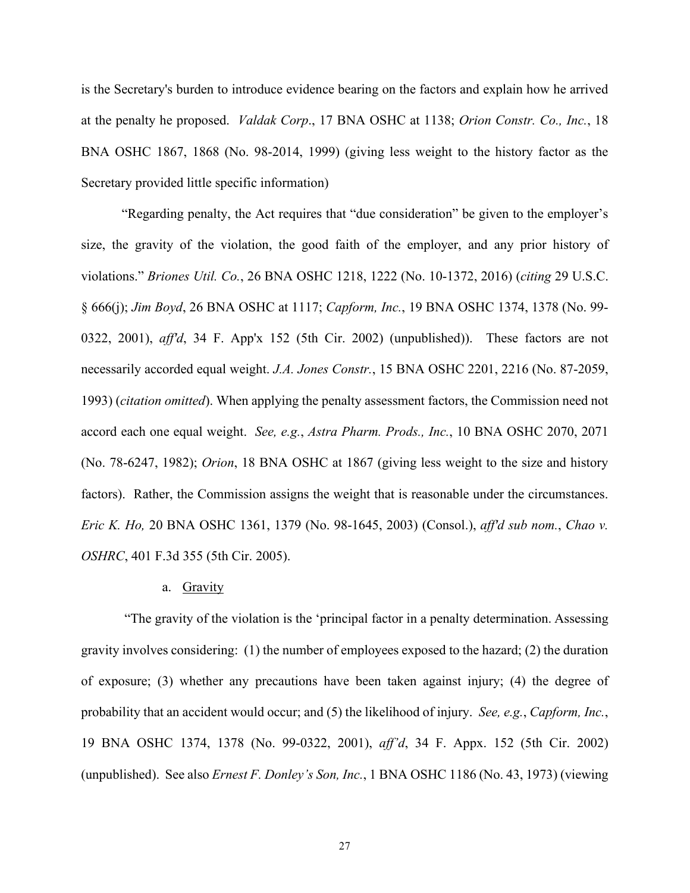is the Secretary's burden to introduce evidence bearing on the factors and explain how he arrived at the penalty he proposed. *Valdak Corp*., 17 BNA OSHC at 1138; *Orion Constr. Co., Inc.*, 18 BNA OSHC 1867, 1868 (No. 98-2014, 1999) (giving less weight to the history factor as the Secretary provided little specific information)

"Regarding penalty, the Act requires that "due consideration" be given to the employer's size, the gravity of the violation, the good faith of the employer, and any prior history of violations." *Briones Util. Co.*, 26 BNA OSHC 1218, 1222 (No. 10-1372, 2016) (*citing* 29 U.S.C. § 666(j); *Jim Boyd*, 26 BNA OSHC at 1117; *Capform, Inc.*, 19 BNA OSHC 1374, 1378 (No. 99-0322, 2001), *aff'd*, 34 F. App'x 152 (5th Cir. 2002) (unpublished)). These factors are not necessarily accorded equal weight. *J.A. Jones Constr.*, 15 BNA OSHC 2201, 2216 (No. 87-2059, 1993) (*citation omitted*). When applying the penalty assessment factors, the Commission need not accord each one equal weight. *See, e.g.*, *Astra Pharm. Prods., Inc.*, 10 BNA OSHC 2070, 2071 (No. 78-6247, 1982); *Orion*, 18 BNA OSHC at 1867 (giving less weight to the size and history factors). Rather, the Commission assigns the weight that is reasonable under the circumstances. *Eric K. Ho,* 20 BNA OSHC 1361, 1379 (No. 98-1645, 2003) (Consol.), *aff'd sub nom.*, *Chao v. OSHRC*, 401 F.3d 355 (5th Cir. 2005).

a. Gravity

"The gravity of the violation is the 'principal factor in a penalty determination. Assessing gravity involves considering: (1) the number of employees exposed to the hazard; (2) the duration of exposure; (3) whether any precautions have been taken against injury; (4) the degree of probability that an accident would occur; and (5) the likelihood of injury. *See, e.g.*, *Capform, Inc.*, 19 BNA OSHC 1374, 1378 (No. 99-0322, 2001), *aff'd*, 34 F. Appx. 152 (5th Cir. 2002) (unpublished). See also *Ernest F. Donley's Son, Inc.*, 1 BNA OSHC 1186 (No. 43, 1973) (viewing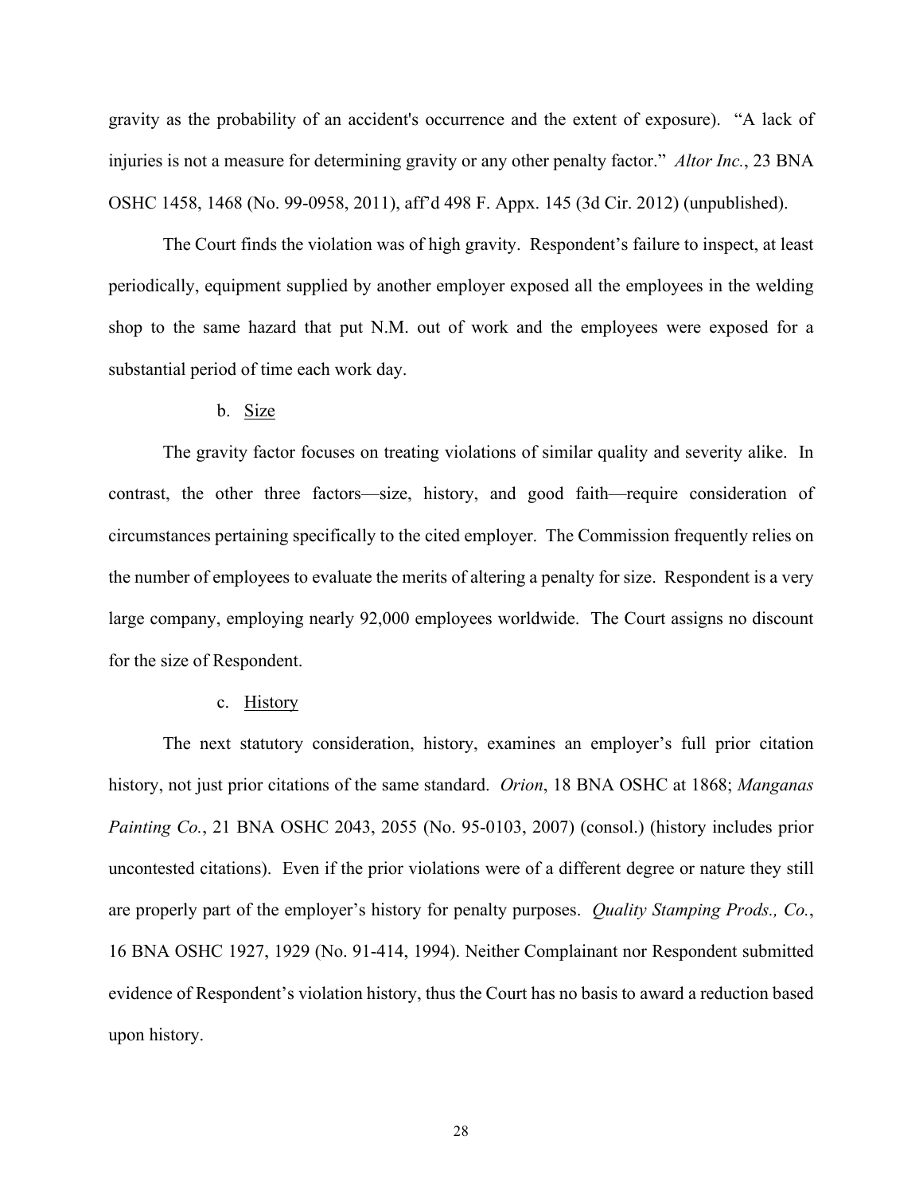gravity as the probability of an accident's occurrence and the extent of exposure). "A lack of injuries is not a measure for determining gravity or any other penalty factor." *Altor Inc.*, 23 BNA OSHC 1458, 1468 (No. 99-0958, 2011), aff'd 498 F. Appx. 145 (3d Cir. 2012) (unpublished).

The Court finds the violation was of high gravity. Respondent's failure to inspect, at least periodically, equipment supplied by another employer exposed all the employees in the welding shop to the same hazard that put N.M. out of work and the employees were exposed for a substantial period of time each work day.

b. Size

The gravity factor focuses on treating violations of similar quality and severity alike. In contrast, the other three factors—size, history, and good faith—require consideration of circumstances pertaining specifically to the cited employer. The Commission frequently relies on the number of employees to evaluate the merits of altering a penalty for size. Respondent is a very large company, employing nearly 92,000 employees worldwide. The Court assigns no discount for the size of Respondent.

c. History

The next statutory consideration, history, examines an employer's full prior citation history, not just prior citations of the same standard. *Orion*, 18 BNA OSHC at 1868; *Manganas Painting Co.*, 21 BNA OSHC 2043, 2055 (No. 95-0103, 2007) (consol.) (history includes prior uncontested citations). Even if the prior violations were of a different degree or nature they still are properly part of the employer's history for penalty purposes. *Quality Stamping Prods., Co.*, 16 BNA OSHC 1927, 1929 (No. 91-414, 1994). Neither Complainant nor Respondent submitted evidence of Respondent's violation history, thus the Court has no basis to award a reduction based upon history.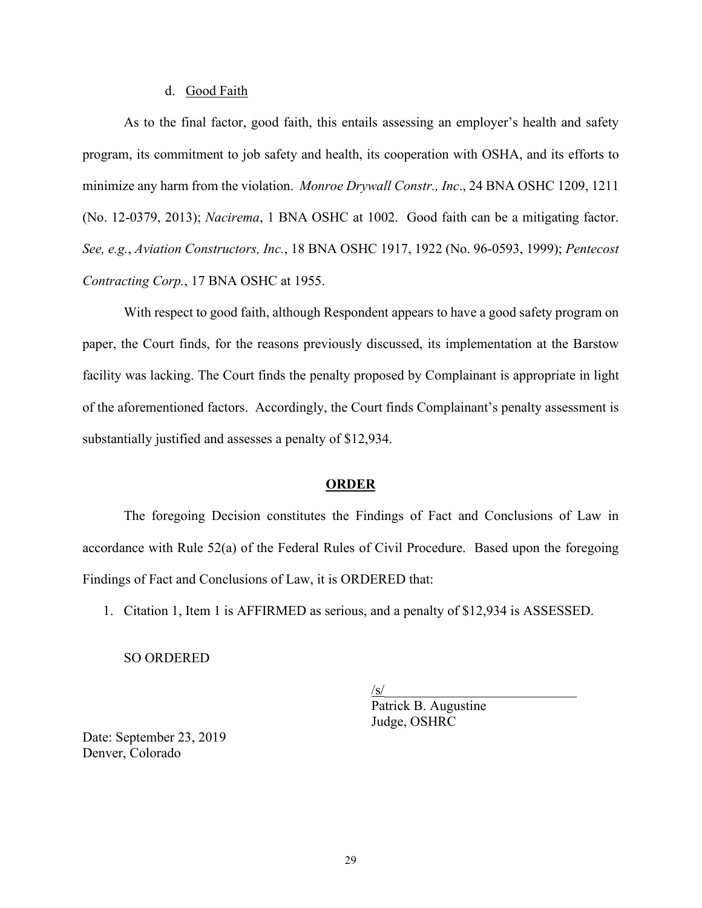d. Good Faith

As to the final factor, good faith, this entails assessing an employer's health and safety program, its commitment to job safety and health, its cooperation with OSHA, and its efforts to minimize any harm from the violation. *Monroe Drywall Constr., Inc*., 24 BNA OSHC 1209, 1211 (No. 12-0379, 2013); *Nacirema*, 1 BNA OSHC at 1002. Good faith can be a mitigating factor. *See, e.g.*, *Aviation Constructors, Inc.*, 18 BNA OSHC 1917, 1922 (No. 96-0593, 1999); *Pentecost Contracting Corp.*, 17 BNA OSHC at 1955.

With respect to good faith, although Respondent appears to have a good safety program on paper, the Court finds, for the reasons previously discussed, its implementation at the Barstow facility was lacking. The Court finds the penalty proposed by Complainant is appropriate in light of the aforementioned factors. Accordingly, the Court finds Complainant's penalty assessment is substantially justified and assesses a penalty of $12,934.

## ORDER

The foregoing Decision constitutes the Findings of Fact and Conclusions of Law in accordance with Rule 52(a) of the Federal Rules of Civil Procedure. Based upon the foregoing Findings of Fact and Conclusions of Law, it is ORDERED that:

1. Citation 1, Item 1 is AFFIRMED as serious, and a penalty of $12,934 is ASSESSED.

SO ORDERED

/s/
Patrick B. Augustine
Judge, OSHRC

Date: September 23, 2019
Denver, Colorado